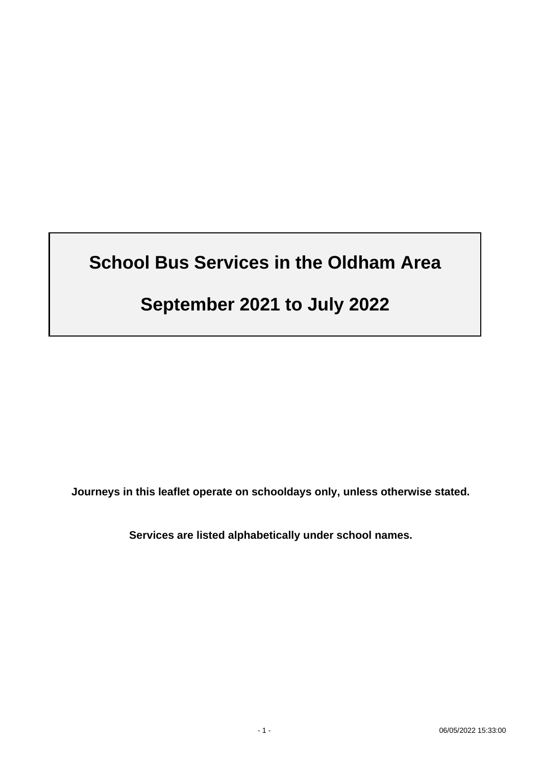# School Bus Services in the Oldham Area

# September 2021 to July 2022

**Journeys in this leaflet operate on schooldays only, unless otherwise stated.**

**Services are listed alphabetically under school names.**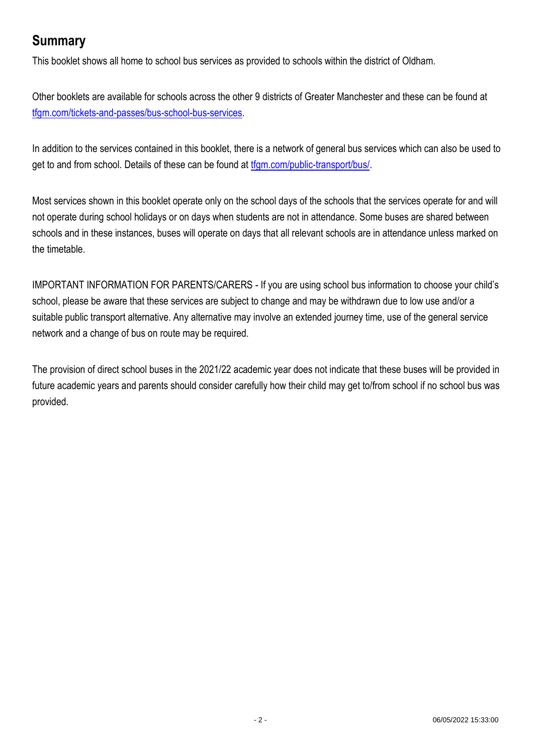## Summary

This booklet shows all home to school bus services as provided to schools within the district of Oldham.

Other booklets are available for schools across the other 9 districts of Greater Manchester and these can be found at [tfgm.com/tickets-and-passes/bus-school-bus-services](tfgm.com/tickets-and-passes/bus-school-bus-services).

In addition to the services contained in this booklet, there is a network of general bus services which can also be used to get to and from school. Details of these can be found at [tfgm.com/public-transport/bus/](tfgm.com/public-transport/bus/).

Most services shown in this booklet operate only on the school days of the schools that the services operate for and will not operate during school holidays or on days when students are not in attendance. Some buses are shared between schools and in these instances, buses will operate on days that all relevant schools are in attendance unless marked on the timetable.

IMPORTANT INFORMATION FOR PARENTS/CARERS - If you are using school bus information to choose your child's school, please be aware that these services are subject to change and may be withdrawn due to low use and/or a suitable public transport alternative. Any alternative may involve an extended journey time, use of the general service network and a change of bus on route may be required.

The provision of direct school buses in the 2021/22 academic year does not indicate that these buses will be provided in future academic years and parents should consider carefully how their child may get to/from school if no school bus was provided.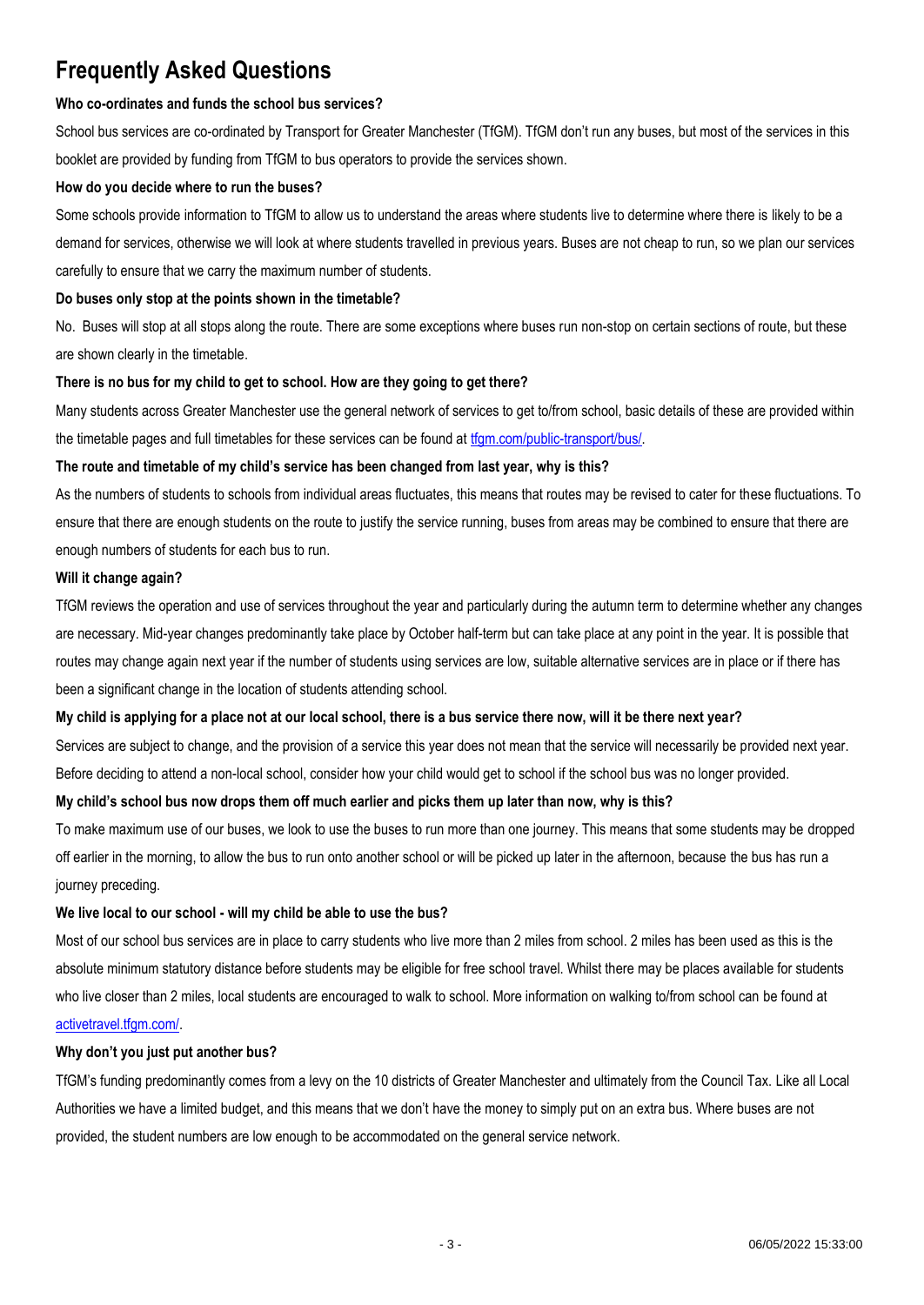# Frequently Asked Questions

**Who co-ordinates and funds the school bus services?**

School bus services are co-ordinated by Transport for Greater Manchester (TfGM). TfGM don't run any buses, but most of the services in this booklet are provided by funding from TfGM to bus operators to provide the services shown.

**How do you decide where to run the buses?**

Some schools provide information to TfGM to allow us to understand the areas where students live to determine where there is likely to be a demand for services, otherwise we will look at where students travelled in previous years. Buses are not cheap to run, so we plan our services carefully to ensure that we carry the maximum number of students.

**Do buses only stop at the points shown in the timetable?**

No. Buses will stop at all stops along the route. There are some exceptions where buses run non-stop on certain sections of route, but these are shown clearly in the timetable.

**There is no bus for my child to get to school. How are they going to get there?**

Many students across Greater Manchester use the general network of services to get to/from school, basic details of these are provided within the timetable pages and full timetables for these services can be found at [tfgm.com/public-transport/bus/](tfgm.com/public-transport/bus/).

**The route and timetable of my child's service has been changed from last year, why is this?**

As the numbers of students to schools from individual areas fluctuates, this means that routes may be revised to cater for these fluctuations. To ensure that there are enough students on the route to justify the service running, buses from areas may be combined to ensure that there are enough numbers of students for each bus to run.

**Will it change again?**

TfGM reviews the operation and use of services throughout the year and particularly during the autumn term to determine whether any changes are necessary. Mid-year changes predominantly take place by October half-term but can take place at any point in the year. It is possible that routes may change again next year if the number of students using services are low, suitable alternative services are in place or if there has been a significant change in the location of students attending school.

**My child is applying for a place not at our local school, there is a bus service there now, will it be there next year?**

Services are subject to change, and the provision of a service this year does not mean that the service will necessarily be provided next year. Before deciding to attend a non-local school, consider how your child would get to school if the school bus was no longer provided.

**My child's school bus now drops them off much earlier and picks them up later than now, why is this?**

To make maximum use of our buses, we look to use the buses to run more than one journey. This means that some students may be dropped off earlier in the morning, to allow the bus to run onto another school or will be picked up later in the afternoon, because the bus has run a journey preceding.

**We live local to our school - will my child be able to use the bus?**

Most of our school bus services are in place to carry students who live more than 2 miles from school. 2 miles has been used as this is the absolute minimum statutory distance before students may be eligible for free school travel. Whilst there may be places available for students who live closer than 2 miles, local students are encouraged to walk to school. More information on walking to/from school can be found at [activetravel.tfgm.com/](activetravel.tfgm.com/).

**Why don't you just put another bus?**

TfGM's funding predominantly comes from a levy on the 10 districts of Greater Manchester and ultimately from the Council Tax. Like all Local Authorities we have a limited budget, and this means that we don't have the money to simply put on an extra bus. Where buses are not provided, the student numbers are low enough to be accommodated on the general service network.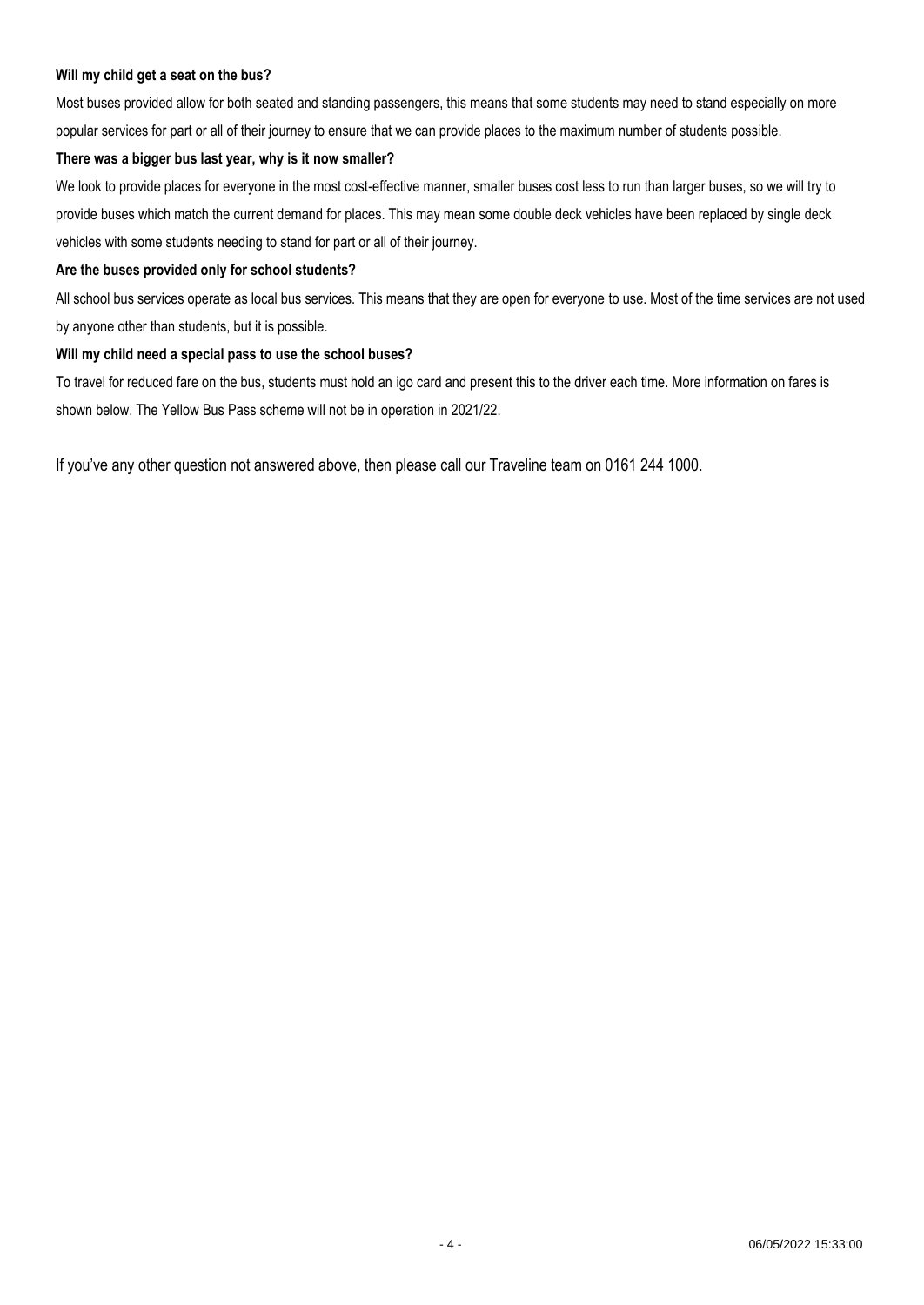**Will my child get a seat on the bus?**

Most buses provided allow for both seated and standing passengers, this means that some students may need to stand especially on more popular services for part or all of their journey to ensure that we can provide places to the maximum number of students possible.

**There was a bigger bus last year, why is it now smaller?**

We look to provide places for everyone in the most cost-effective manner, smaller buses cost less to run than larger buses, so we will try to provide buses which match the current demand for places. This may mean some double deck vehicles have been replaced by single deck vehicles with some students needing to stand for part or all of their journey.

**Are the buses provided only for school students?**

All school bus services operate as local bus services. This means that they are open for everyone to use. Most of the time services are not used by anyone other than students, but it is possible.

**Will my child need a special pass to use the school buses?**

To travel for reduced fare on the bus, students must hold an igo card and present this to the driver each time. More information on fares is shown below. The Yellow Bus Pass scheme will not be in operation in 2021/22.

If you've any other question not answered above, then please call our Traveline team on 0161 244 1000.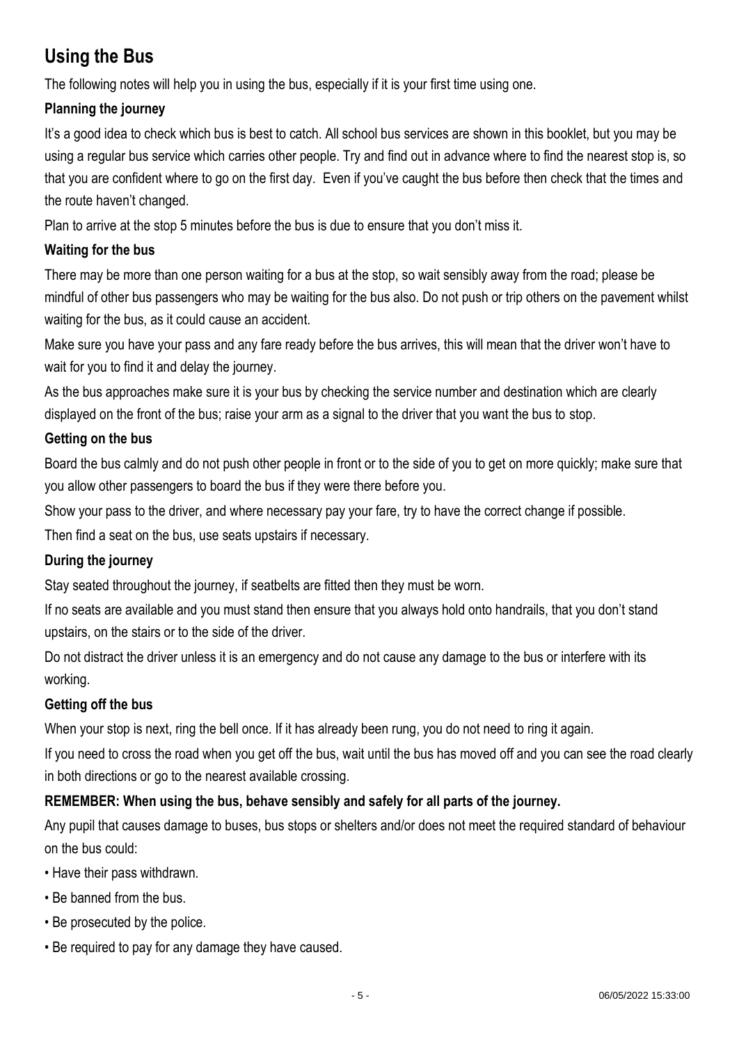# Using the Bus

The following notes will help you in using the bus, especially if it is your first time using one.

### Planning the journey

It's a good idea to check which bus is best to catch. All school bus services are shown in this booklet, but you may be using a regular bus service which carries other people. Try and find out in advance where to find the nearest stop is, so that you are confident where to go on the first day. Even if you've caught the bus before then check that the times and the route haven't changed.

Plan to arrive at the stop 5 minutes before the bus is due to ensure that you don't miss it.

### Waiting for the bus

There may be more than one person waiting for a bus at the stop, so wait sensibly away from the road; please be mindful of other bus passengers who may be waiting for the bus also. Do not push or trip others on the pavement whilst waiting for the bus, as it could cause an accident.

Make sure you have your pass and any fare ready before the bus arrives, this will mean that the driver won't have to wait for you to find it and delay the journey.

As the bus approaches make sure it is your bus by checking the service number and destination which are clearly displayed on the front of the bus; raise your arm as a signal to the driver that you want the bus to stop.

### Getting on the bus

Board the bus calmly and do not push other people in front or to the side of you to get on more quickly; make sure that you allow other passengers to board the bus if they were there before you.

Show your pass to the driver, and where necessary pay your fare, try to have the correct change if possible.

Then find a seat on the bus, use seats upstairs if necessary.

### During the journey

Stay seated throughout the journey, if seatbelts are fitted then they must be worn.

If no seats are available and you must stand then ensure that you always hold onto handrails, that you don't stand upstairs, on the stairs or to the side of the driver.

Do not distract the driver unless it is an emergency and do not cause any damage to the bus or interfere with its working.

### Getting off the bus

When your stop is next, ring the bell once. If it has already been rung, you do not need to ring it again.

If you need to cross the road when you get off the bus, wait until the bus has moved off and you can see the road clearly in both directions or go to the nearest available crossing.

**REMEMBER: When using the bus, behave sensibly and safely for all parts of the journey.**

Any pupil that causes damage to buses, bus stops or shelters and/or does not meet the required standard of behaviour on the bus could:

- Have their pass withdrawn.
- Be banned from the bus.
- Be prosecuted by the police.
- Be required to pay for any damage they have caused.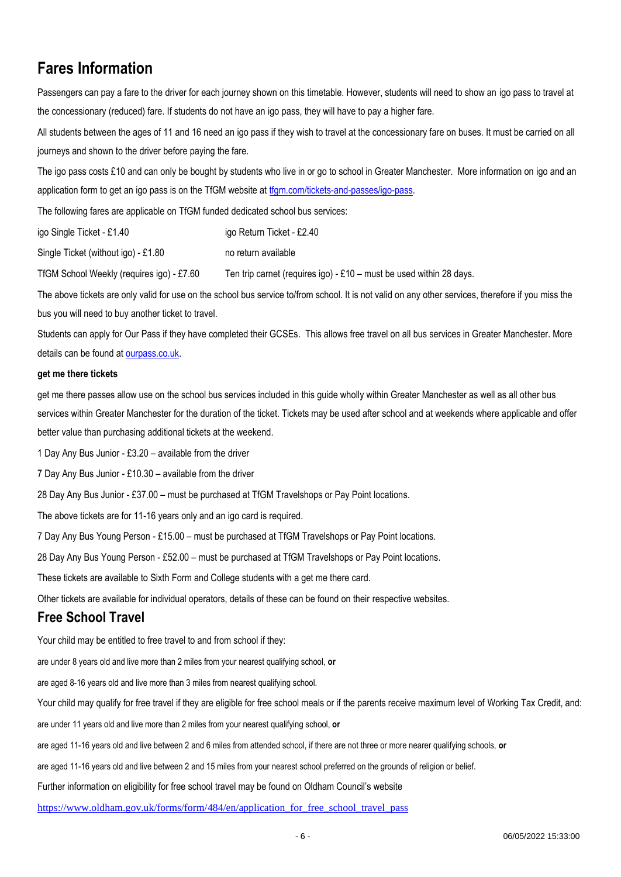# Fares Information

Passengers can pay a fare to the driver for each journey shown on this timetable. However, students will need to show an igo pass to travel at the concessionary (reduced) fare. If students do not have an igo pass, they will have to pay a higher fare.

All students between the ages of 11 and 16 need an igo pass if they wish to travel at the concessionary fare on buses. It must be carried on all journeys and shown to the driver before paying the fare.

The igo pass costs £10 and can only be bought by students who live in or go to school in Greater Manchester. More information on igo and an application form to get an igo pass is on the TfGM website at [tfgm.com/tickets-and-passes/igo-pass](tfgm.com/tickets-and-passes/igo-pass).

The following fares are applicable on TfGM funded dedicated school bus services:

| | |
|---|---|
| igo Single Ticket - £1.40 | igo Return Ticket - £2.40 |
| Single Ticket (without igo) - £1.80 | no return available |
| TfGM School Weekly (requires igo) - £7.60 | Ten trip carnet (requires igo) - £10 – must be used within 28 days. |

The above tickets are only valid for use on the school bus service to/from school. It is not valid on any other services, therefore if you miss the bus you will need to buy another ticket to travel.

Students can apply for Our Pass if they have completed their GCSEs. This allows free travel on all bus services in Greater Manchester. More details can be found at [ourpass.co.uk](ourpass.co.uk).

**get me there tickets**

get me there passes allow use on the school bus services included in this guide wholly within Greater Manchester as well as all other bus services within Greater Manchester for the duration of the ticket. Tickets may be used after school and at weekends where applicable and offer better value than purchasing additional tickets at the weekend.

1 Day Any Bus Junior - £3.20 – available from the driver

7 Day Any Bus Junior - £10.30 – available from the driver

28 Day Any Bus Junior - £37.00 – must be purchased at TfGM Travelshops or Pay Point locations.

The above tickets are for 11-16 years only and an igo card is required.

7 Day Any Bus Young Person - £15.00 – must be purchased at TfGM Travelshops or Pay Point locations.

28 Day Any Bus Young Person - £52.00 – must be purchased at TfGM Travelshops or Pay Point locations.

These tickets are available to Sixth Form and College students with a get me there card.

Other tickets are available for individual operators, details of these can be found on their respective websites.

# Free School Travel

Your child may be entitled to free travel to and from school if they:

are under 8 years old and live more than 2 miles from your nearest qualifying school, **or**

are aged 8-16 years old and live more than 3 miles from nearest qualifying school.

Your child may qualify for free travel if they are eligible for free school meals or if the parents receive maximum level of Working Tax Credit, and:

are under 11 years old and live more than 2 miles from your nearest qualifying school, **or**

are aged 11-16 years old and live between 2 and 6 miles from attended school, if there are not three or more nearer qualifying schools, **or**

are aged 11-16 years old and live between 2 and 15 miles from your nearest school preferred on the grounds of religion or belief.

Further information on eligibility for free school travel may be found on Oldham Council's website

[https://www.oldham.gov.uk/forms/form/484/en/application_for_free_school_travel_pass](https://www.oldham.gov.uk/forms/form/484/en/application_for_free_school_travel_pass)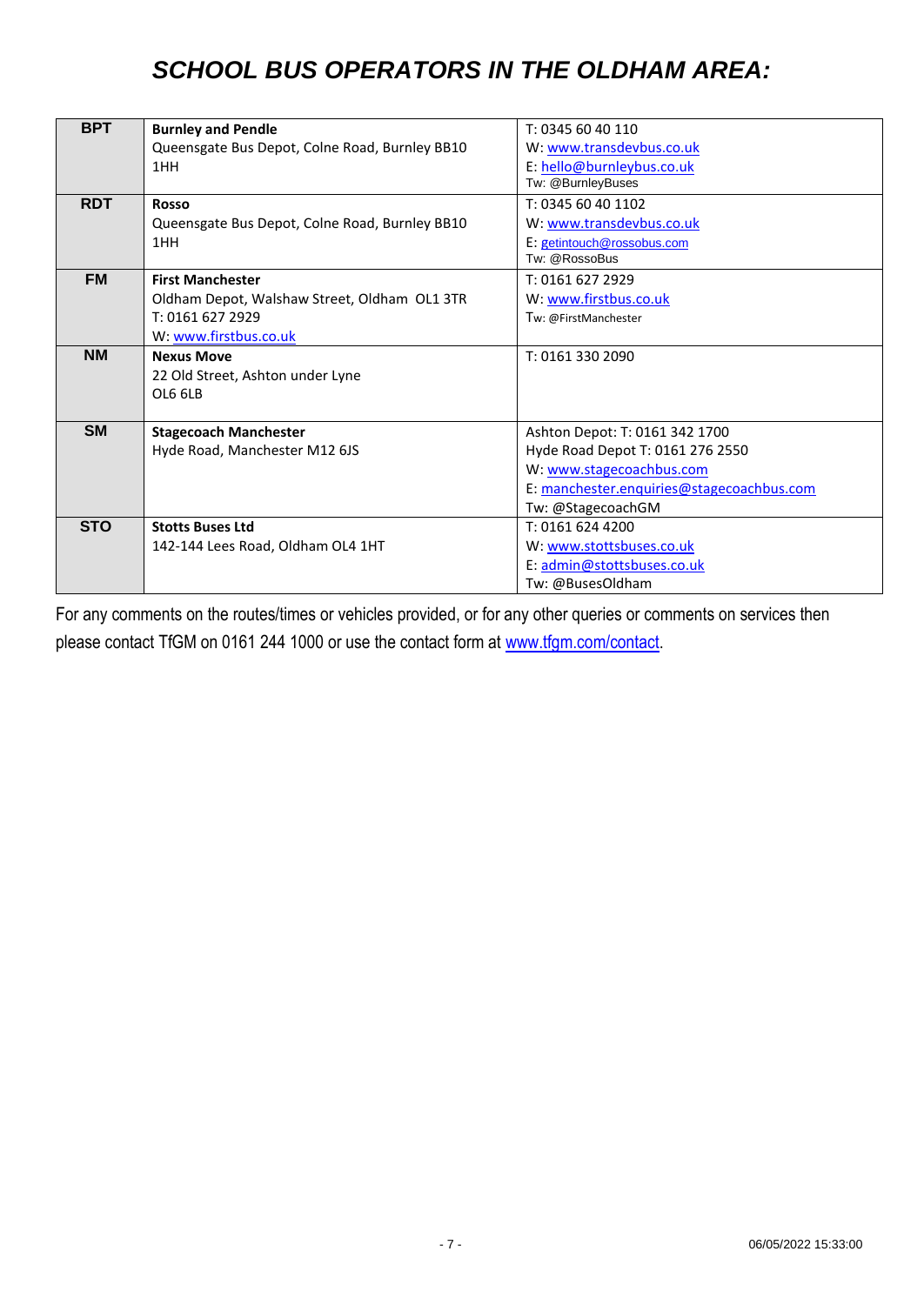# *SCHOOL BUS OPERATORS IN THE OLDHAM AREA:*

| | | |
|---|---|---|
| **BPT** | **Burnley and Pendle**<br>Queensgate Bus Depot, Colne Road, Burnley BB10 1HH | T: 0345 60 40 110<br>W: www.transdevbus.co.uk<br>E: hello@burnleybus.co.uk<br>Tw: @BurnleyBuses |
| **RDT** | **Rosso**<br>Queensgate Bus Depot, Colne Road, Burnley BB10 1HH | T: 0345 60 40 1102<br>W: www.transdevbus.co.uk<br>E: getintouch@rossobus.com<br>Tw: @RossoBus |
| **FM** | **First Manchester**<br>Oldham Depot, Walshaw Street, Oldham OL1 3TR<br>T: 0161 627 2929<br>W: www.firstbus.co.uk | T: 0161 627 2929<br>W: www.firstbus.co.uk<br>Tw: @FirstManchester |
| **NM** | **Nexus Move**<br>22 Old Street, Ashton under Lyne<br>OL6 6LB | T: 0161 330 2090 |
| **SM** | **Stagecoach Manchester**<br>Hyde Road, Manchester M12 6JS | Ashton Depot: T: 0161 342 1700<br>Hyde Road Depot T: 0161 276 2550<br>W: www.stagecoachbus.com<br>E: manchester.enquiries@stagecoachbus.com<br>Tw: @StagecoachGM |
| **STO** | **Stotts Buses Ltd**<br>142-144 Lees Road, Oldham OL4 1HT | T: 0161 624 4200<br>W: www.stottsbuses.co.uk<br>E: admin@stottsbuses.co.uk<br>Tw: @BusesOldham |

For any comments on the routes/times or vehicles provided, or for any other queries or comments on services then please contact TfGM on 0161 244 1000 or use the contact form at www.tfgm.com/contact.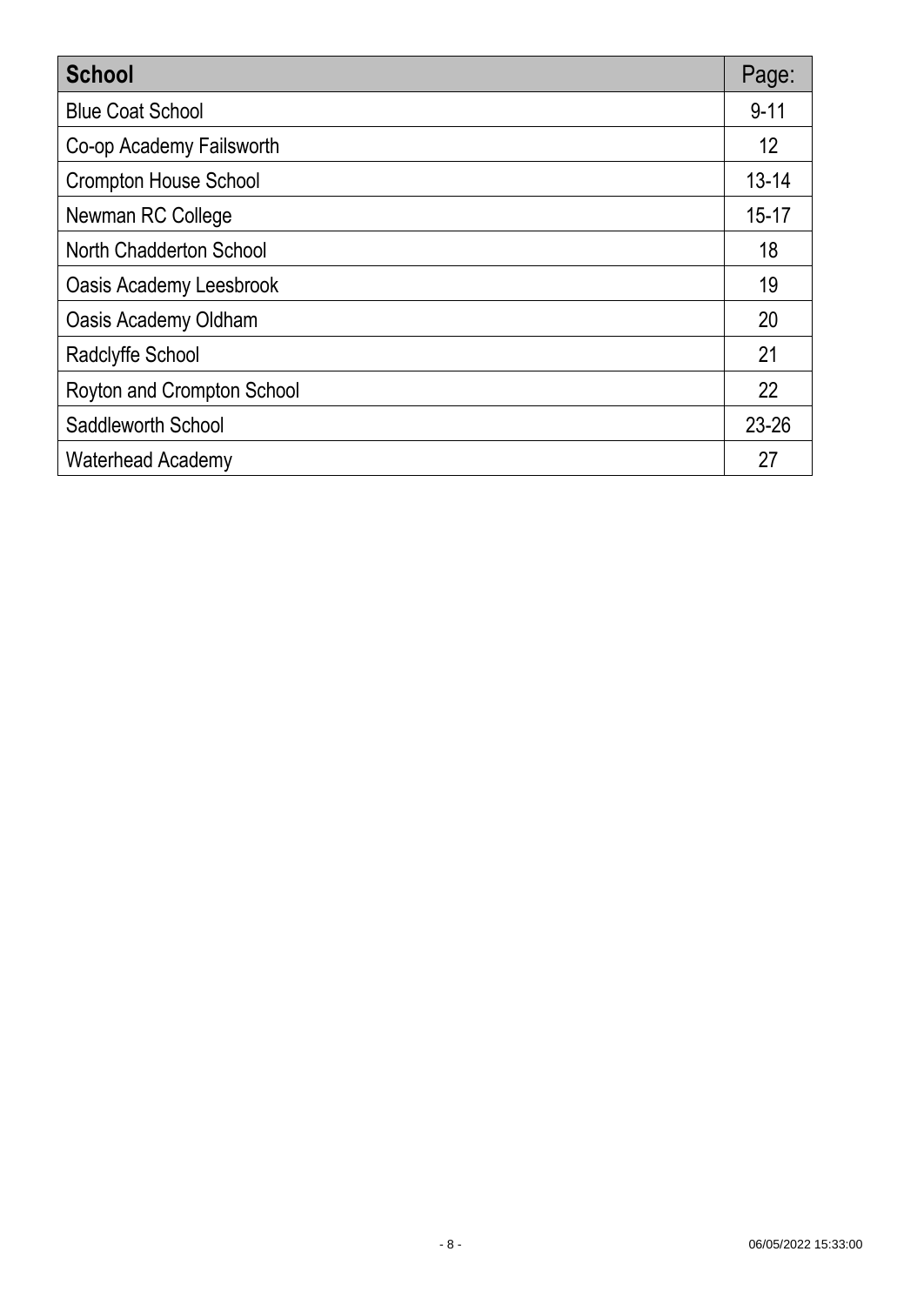| **School** | Page: |
| --- | --- |
| Blue Coat School | 9-11 |
| Co-op Academy Failsworth | 12 |
| Crompton House School | 13-14 |
| Newman RC College | 15-17 |
| North Chadderton School | 18 |
| Oasis Academy Leesbrook | 19 |
| Oasis Academy Oldham | 20 |
| Radclyffe School | 21 |
| Royton and Crompton School | 22 |
| Saddleworth School | 23-26 |
| Waterhead Academy | 27 |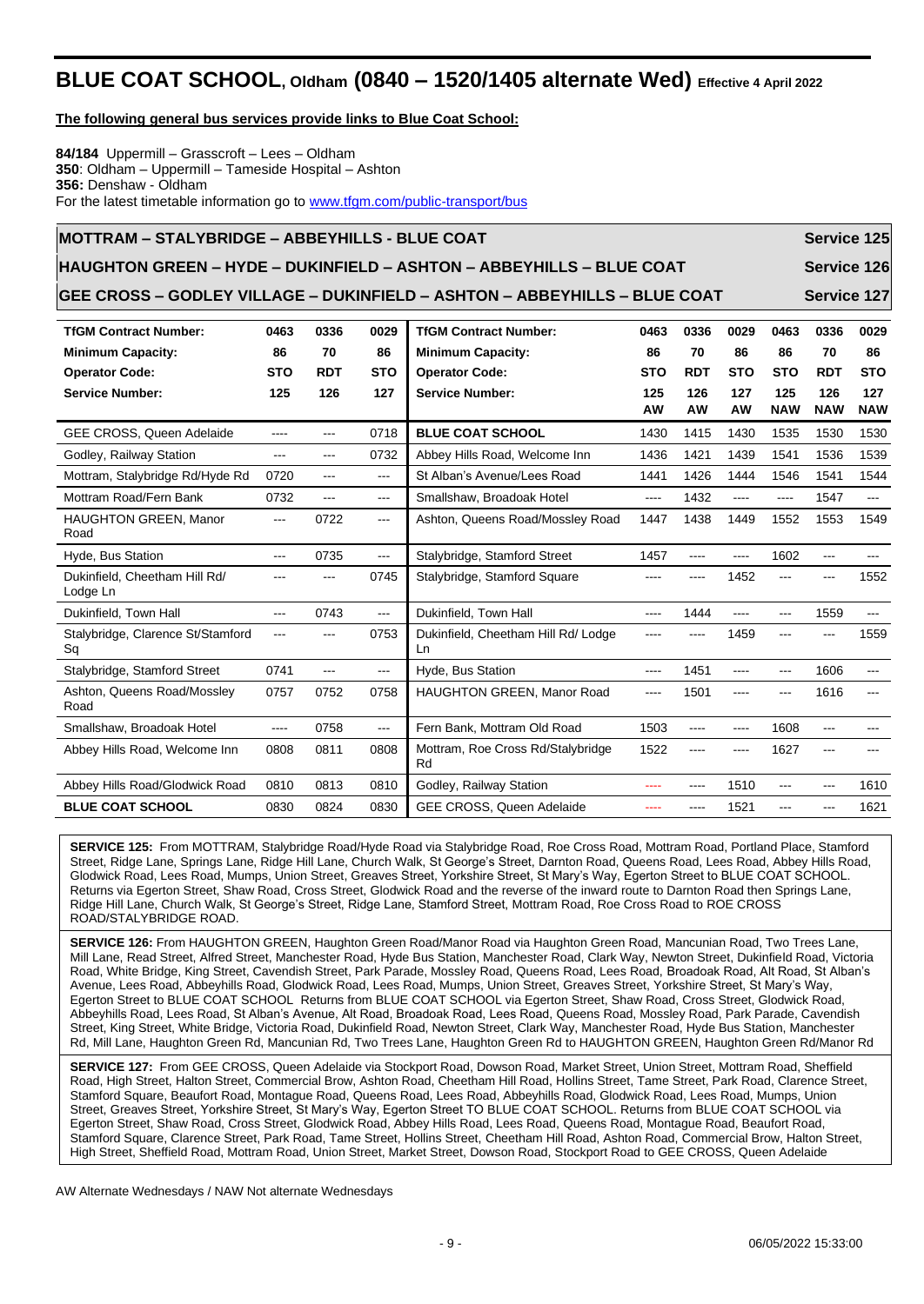# BLUE COAT SCHOOL, Oldham (0840 – 1520/1405 alternate Wed) Effective 4 April 2022

**The following general bus services provide links to Blue Coat School:**

**84/184** Uppermill – Grasscroft – Lees – Oldham
**350**: Oldham – Uppermill – Tameside Hospital – Ashton
**356:** Denshaw - Oldham
For the latest timetable information go to www.tfgm.com/public-transport/bus

## MOTTRAM – STALYBRIDGE – ABBEYHILLS - BLUE COAT — Service 125

## HAUGHTON GREEN – HYDE – DUKINFIELD – ASHTON – ABBEYHILLS – BLUE COAT — Service 126

## GEE CROSS – GODLEY VILLAGE – DUKINFIELD – ASHTON – ABBEYHILLS – BLUE COAT — Service 127

| **TfGM Contract Number:** | **0463** | **0336** | **0029** |
|---|---|---|---|
| **Minimum Capacity:** | **86** | **70** | **86** |
| **Operator Code:** | **STO** | **RDT** | **STO** |
| **Service Number:** | **125** | **126** | **127** |
| GEE CROSS, Queen Adelaide | ---- | --- | 0718 |
| Godley, Railway Station | --- | --- | 0732 |
| Mottram, Stalybridge Rd/Hyde Rd | 0720 | --- | --- |
| Mottram Road/Fern Bank | 0732 | --- | --- |
| HAUGHTON GREEN, Manor Road | --- | 0722 | --- |
| Hyde, Bus Station | --- | 0735 | --- |
| Dukinfield, Cheetham Hill Rd/ Lodge Ln | --- | --- | 0745 |
| Dukinfield, Town Hall | --- | 0743 | --- |
| Stalybridge, Clarence St/Stamford Sq | --- | --- | 0753 |
| Stalybridge, Stamford Street | 0741 | --- | --- |
| Ashton, Queens Road/Mossley Road | 0757 | 0752 | 0758 |
| Smallshaw, Broadoak Hotel | ---- | 0758 | --- |
| Abbey Hills Road, Welcome Inn | 0808 | 0811 | 0808 |
| Abbey Hills Road/Glodwick Road | 0810 | 0813 | 0810 |
| **BLUE COAT SCHOOL** | 0830 | 0824 | 0830 |

| **TfGM Contract Number:** | **0463** | **0336** | **0029** | **0463** | **0336** | **0029** |
|---|---|---|---|---|---|---|
| **Minimum Capacity:** | **86** | **70** | **86** | **86** | **70** | **86** |
| **Operator Code:** | **STO** | **RDT** | **STO** | **STO** | **RDT** | **STO** |
| **Service Number:** | **125 AW** | **126 AW** | **127 AW** | **125 NAW** | **126 NAW** | **127 NAW** |
| **BLUE COAT SCHOOL** | 1430 | 1415 | 1430 | 1535 | 1530 | 1530 |
| Abbey Hills Road, Welcome Inn | 1436 | 1421 | 1439 | 1541 | 1536 | 1539 |
| St Alban's Avenue/Lees Road | 1441 | 1426 | 1444 | 1546 | 1541 | 1544 |
| Smallshaw, Broadoak Hotel | ---- | 1432 | ---- | ---- | 1547 | --- |
| Ashton, Queens Road/Mossley Road | 1447 | 1438 | 1449 | 1552 | 1553 | 1549 |
| Stalybridge, Stamford Street | 1457 | ---- | ---- | 1602 | --- | --- |
| Stalybridge, Stamford Square | ---- | ---- | 1452 | --- | --- | 1552 |
| Dukinfield, Town Hall | ---- | 1444 | ---- | --- | 1559 | --- |
| Dukinfield, Cheetham Hill Rd/ Lodge Ln | ---- | ---- | 1459 | --- | --- | 1559 |
| Hyde, Bus Station | ---- | 1451 | ---- | --- | 1606 | --- |
| HAUGHTON GREEN, Manor Road | ---- | 1501 | ---- | --- | 1616 | --- |
| Fern Bank, Mottram Old Road | 1503 | ---- | ---- | 1608 | --- | --- |
| Mottram, Roe Cross Rd/Stalybridge Rd | 1522 | ---- | ---- | 1627 | --- | --- |
| Godley, Railway Station | ---- | ---- | 1510 | --- | --- | 1610 |
| GEE CROSS, Queen Adelaide | ---- | ---- | 1521 | --- | --- | 1621 |

**SERVICE 125:** From MOTTRAM, Stalybridge Road/Hyde Road via Stalybridge Road, Roe Cross Road, Mottram Road, Portland Place, Stamford Street, Ridge Lane, Springs Lane, Ridge Hill Lane, Church Walk, St George's Street, Darnton Road, Queens Road, Lees Road, Abbey Hills Road, Glodwick Road, Lees Road, Mumps, Union Street, Greaves Street, Yorkshire Street, St Mary's Way, Egerton Street to BLUE COAT SCHOOL. Returns via Egerton Street, Shaw Road, Cross Street, Glodwick Road and the reverse of the inward route to Darnton Road then Springs Lane, Ridge Hill Lane, Church Walk, St George's Street, Ridge Lane, Stamford Street, Mottram Road, Roe Cross Road to ROE CROSS ROAD/STALYBRIDGE ROAD.

**SERVICE 126:** From HAUGHTON GREEN, Haughton Green Road/Manor Road via Haughton Green Road, Mancunian Road, Two Trees Lane, Mill Lane, Read Street, Alfred Street, Manchester Road, Hyde Bus Station, Manchester Road, Clark Way, Newton Street, Dukinfield Road, Victoria Road, White Bridge, King Street, Cavendish Street, Park Parade, Mossley Road, Queens Road, Lees Road, Broadoak Road, Alt Road, St Alban's Avenue, Lees Road, Abbeyhills Road, Glodwick Road, Lees Road, Mumps, Union Street, Greaves Street, Yorkshire Street, St Mary's Way, Egerton Street to BLUE COAT SCHOOL Returns from BLUE COAT SCHOOL via Egerton Street, Shaw Road, Cross Street, Glodwick Road, Abbeyhills Road, Lees Road, St Alban's Avenue, Alt Road, Broadoak Road, Lees Road, Queens Road, Mossley Road, Park Parade, Cavendish Street, King Street, White Bridge, Victoria Road, Dukinfield Road, Newton Street, Clark Way, Manchester Road, Hyde Bus Station, Manchester Rd, Mill Lane, Haughton Green Rd, Mancunian Rd, Two Trees Lane, Haughton Green Rd to HAUGHTON GREEN, Haughton Green Rd/Manor Rd

**SERVICE 127:** From GEE CROSS, Queen Adelaide via Stockport Road, Dowson Road, Market Street, Union Street, Mottram Road, Sheffield Road, High Street, Halton Street, Commercial Brow, Ashton Road, Cheetham Hill Road, Hollins Street, Tame Street, Park Road, Clarence Street, Stamford Square, Beaufort Road, Montague Road, Queens Road, Lees Road, Abbeyhills Road, Glodwick Road, Lees Road, Mumps, Union Street, Greaves Street, Yorkshire Street, St Mary's Way, Egerton Street TO BLUE COAT SCHOOL. Returns from BLUE COAT SCHOOL via Egerton Street, Shaw Road, Cross Street, Glodwick Road, Abbey Hills Road, Lees Road, Queens Road, Montague Road, Beaufort Road, Stamford Square, Clarence Street, Park Road, Tame Street, Hollins Street, Cheetham Hill Road, Ashton Road, Commercial Brow, Halton Street, High Street, Sheffield Road, Mottram Road, Union Street, Market Street, Dowson Road, Stockport Road to GEE CROSS, Queen Adelaide

AW Alternate Wednesdays / NAW Not alternate Wednesdays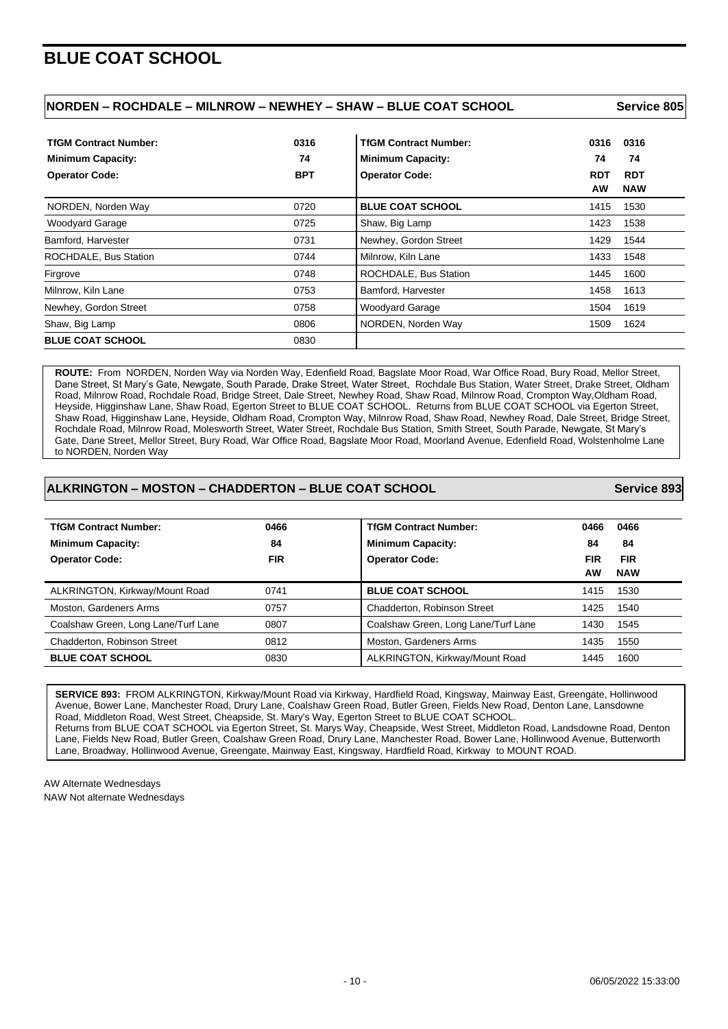# BLUE COAT SCHOOL

## NORDEN – ROCHDALE – MILNROW – NEWHEY – SHAW – BLUE COAT SCHOOL — Service 805

| **TfGM Contract Number:** | **0316** | **TfGM Contract Number:** | **0316** | **0316** |
|---|---|---|---|---|
| **Minimum Capacity:** | **74** | **Minimum Capacity:** | **74** | **74** |
| **Operator Code:** | **BPT** | **Operator Code:** | **RDT AW** | **RDT NAW** |
| NORDEN, Norden Way | 0720 | **BLUE COAT SCHOOL** | 1415 | 1530 |
| Woodyard Garage | 0725 | Shaw, Big Lamp | 1423 | 1538 |
| Bamford, Harvester | 0731 | Newhey, Gordon Street | 1429 | 1544 |
| ROCHDALE, Bus Station | 0744 | Milnrow, Kiln Lane | 1433 | 1548 |
| Firgrove | 0748 | ROCHDALE, Bus Station | 1445 | 1600 |
| Milnrow, Kiln Lane | 0753 | Bamford, Harvester | 1458 | 1613 |
| Newhey, Gordon Street | 0758 | Woodyard Garage | 1504 | 1619 |
| Shaw, Big Lamp | 0806 | NORDEN, Norden Way | 1509 | 1624 |
| **BLUE COAT SCHOOL** | 0830 | | | |

**ROUTE:** From NORDEN, Norden Way via Norden Way, Edenfield Road, Bagslate Moor Road, War Office Road, Bury Road, Mellor Street, Dane Street, St Mary's Gate, Newgate, South Parade, Drake Street, Water Street, Rochdale Bus Station, Water Street, Drake Street, Oldham Road, Milnrow Road, Rochdale Road, Bridge Street, Dale Street, Newhey Road, Shaw Road, Milnrow Road, Crompton Way,Oldham Road, Heyside, Higginshaw Lane, Shaw Road, Egerton Street to BLUE COAT SCHOOL. Returns from BLUE COAT SCHOOL via Egerton Street, Shaw Road, Higginshaw Lane, Heyside, Oldham Road, Crompton Way, Milnrow Road, Shaw Road, Newhey Road, Dale Street, Bridge Street, Rochdale Road, Milnrow Road, Molesworth Street, Water Street, Rochdale Bus Station, Smith Street, South Parade, Newgate, St Mary's Gate, Dane Street, Mellor Street, Bury Road, War Office Road, Bagslate Moor Road, Moorland Avenue, Edenfield Road, Wolstenholme Lane to NORDEN, Norden Way

## ALKRINGTON – MOSTON – CHADDERTON – BLUE COAT SCHOOL — Service 893

| **TfGM Contract Number:** | **0466** | **TfGM Contract Number:** | **0466** | **0466** |
|---|---|---|---|---|
| **Minimum Capacity:** | **84** | **Minimum Capacity:** | **84** | **84** |
| **Operator Code:** | **FIR** | **Operator Code:** | **FIR AW** | **FIR NAW** |
| ALKRINGTON, Kirkway/Mount Road | 0741 | **BLUE COAT SCHOOL** | 1415 | 1530 |
| Moston, Gardeners Arms | 0757 | Chadderton, Robinson Street | 1425 | 1540 |
| Coalshaw Green, Long Lane/Turf Lane | 0807 | Coalshaw Green, Long Lane/Turf Lane | 1430 | 1545 |
| Chadderton, Robinson Street | 0812 | Moston, Gardeners Arms | 1435 | 1550 |
| **BLUE COAT SCHOOL** | 0830 | ALKRINGTON, Kirkway/Mount Road | 1445 | 1600 |

**SERVICE 893:** FROM ALKRINGTON, Kirkway/Mount Road via Kirkway, Hardfield Road, Kingsway, Mainway East, Greengate, Hollinwood Avenue, Bower Lane, Manchester Road, Drury Lane, Coalshaw Green Road, Butler Green, Fields New Road, Denton Lane, Lansdowne Road, Middleton Road, West Street, Cheapside, St. Mary's Way, Egerton Street to BLUE COAT SCHOOL.
Returns from BLUE COAT SCHOOL via Egerton Street, St. Marys Way, Cheapside, West Street, Middleton Road, Landsdowne Road, Denton Lane, Fields New Road, Butler Green, Coalshaw Green Road, Drury Lane, Manchester Road, Bower Lane, Hollinwood Avenue, Butterworth Lane, Broadway, Hollinwood Avenue, Greengate, Mainway East, Kingsway, Hardfield Road, Kirkway to MOUNT ROAD.

AW Alternate Wednesdays
NAW Not alternate Wednesdays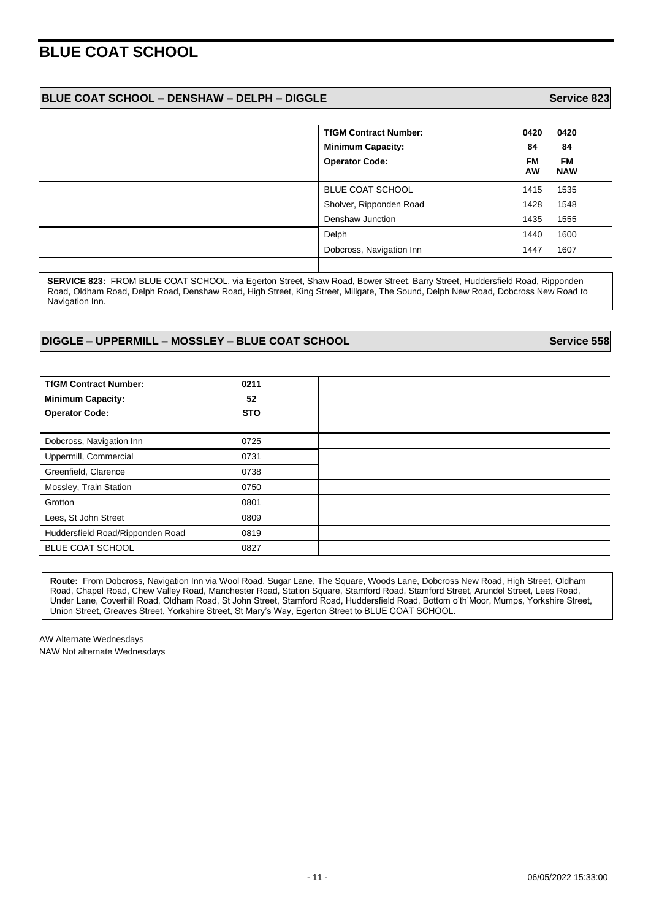# BLUE COAT SCHOOL

## BLUE COAT SCHOOL – DENSHAW – DELPH – DIGGLE — Service 823

| TfGM Contract Number: | 0420 | 0420 |
|---|---|---|
| Minimum Capacity: | 84 | 84 |
| Operator Code: | FM AW | FM NAW |
| BLUE COAT SCHOOL | 1415 | 1535 |
| Sholver, Ripponden Road | 1428 | 1548 |
| Denshaw Junction | 1435 | 1555 |
| Delph | 1440 | 1600 |
| Dobcross, Navigation Inn | 1447 | 1607 |

**SERVICE 823:** FROM BLUE COAT SCHOOL, via Egerton Street, Shaw Road, Bower Street, Barry Street, Huddersfield Road, Ripponden Road, Oldham Road, Delph Road, Denshaw Road, High Street, King Street, Millgate, The Sound, Delph New Road, Dobcross New Road to Navigation Inn.

## DIGGLE – UPPERMILL – MOSSLEY – BLUE COAT SCHOOL — Service 558

| TfGM Contract Number: | 0211 |
|---|---|
| Minimum Capacity: | 52 |
| Operator Code: | STO |
| Dobcross, Navigation Inn | 0725 |
| Uppermill, Commercial | 0731 |
| Greenfield, Clarence | 0738 |
| Mossley, Train Station | 0750 |
| Grotton | 0801 |
| Lees, St John Street | 0809 |
| Huddersfield Road/Ripponden Road | 0819 |
| BLUE COAT SCHOOL | 0827 |

**Route:** From Dobcross, Navigation Inn via Wool Road, Sugar Lane, The Square, Woods Lane, Dobcross New Road, High Street, Oldham Road, Chapel Road, Chew Valley Road, Manchester Road, Station Square, Stamford Road, Stamford Street, Arundel Street, Lees Road, Under Lane, Coverhill Road, Oldham Road, St John Street, Stamford Road, Huddersfield Road, Bottom o'th'Moor, Mumps, Yorkshire Street, Union Street, Greaves Street, Yorkshire Street, St Mary's Way, Egerton Street to BLUE COAT SCHOOL.

AW Alternate Wednesdays
NAW Not alternate Wednesdays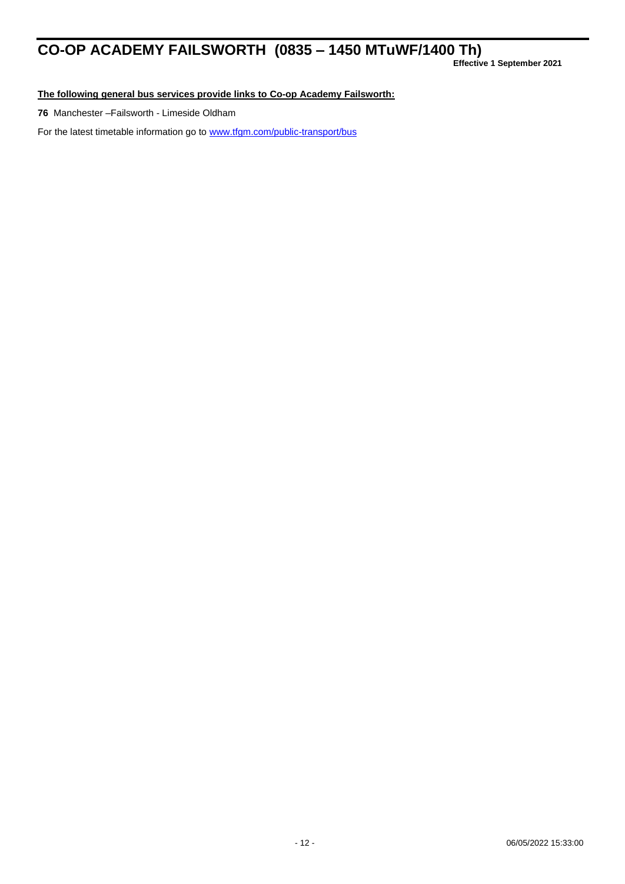# CO-OP ACADEMY FAILSWORTH (0835 – 1450 MTuWF/1400 Th)

**Effective 1 September 2021**

**The following general bus services provide links to Co-op Academy Failsworth:**

**76** Manchester –Failsworth - Limeside Oldham

For the latest timetable information go to [www.tfgm.com/public-transport/bus](www.tfgm.com/public-transport/bus)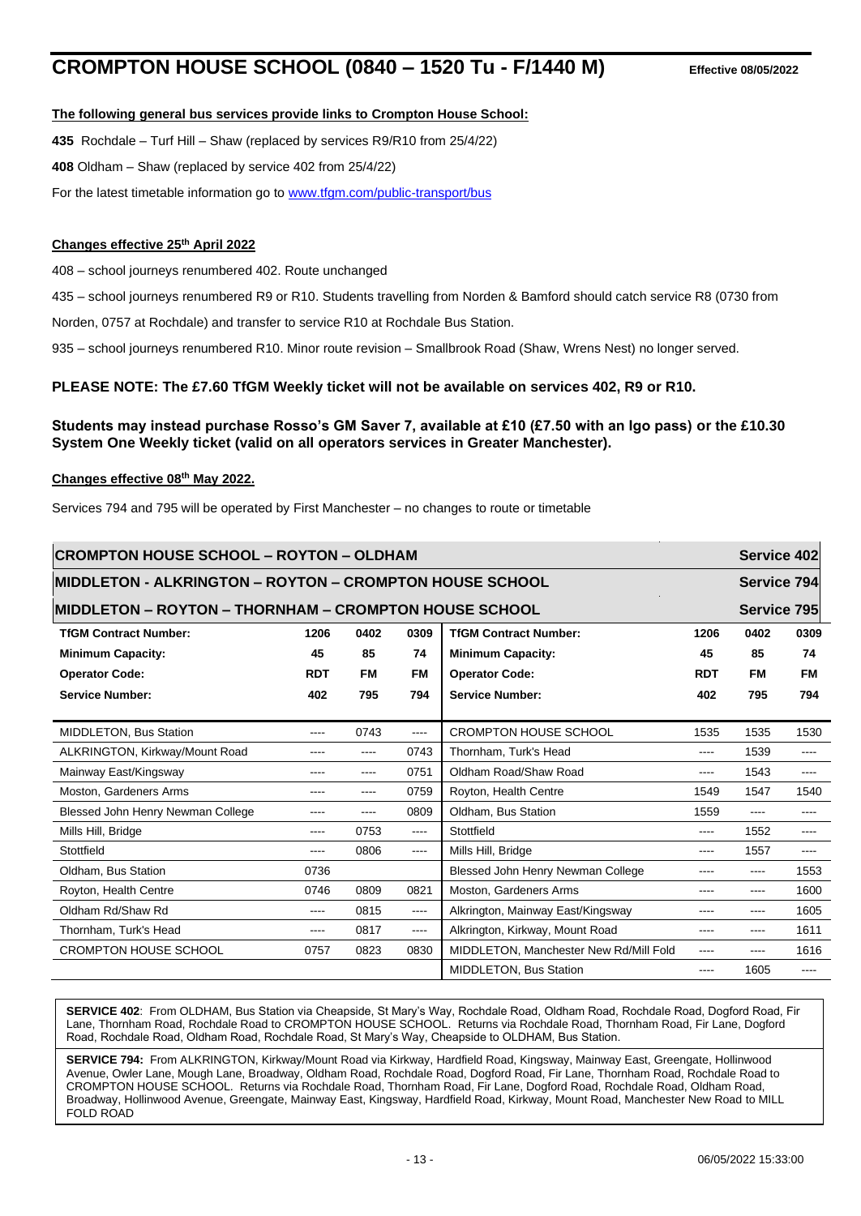# CROMPTON HOUSE SCHOOL (0840 – 1520 Tu - F/1440 M)

**Effective 08/05/2022**

**The following general bus services provide links to Crompton House School:**

**435** Rochdale – Turf Hill – Shaw (replaced by services R9/R10 from 25/4/22)

**408** Oldham – Shaw (replaced by service 402 from 25/4/22)

For the latest timetable information go to www.tfgm.com/public-transport/bus

**Changes effective 25th April 2022**

408 – school journeys renumbered 402. Route unchanged

435 – school journeys renumbered R9 or R10. Students travelling from Norden & Bamford should catch service R8 (0730 from Norden, 0757 at Rochdale) and transfer to service R10 at Rochdale Bus Station.

935 – school journeys renumbered R10. Minor route revision – Smallbrook Road (Shaw, Wrens Nest) no longer served.

**PLEASE NOTE: The £7.60 TfGM Weekly ticket will not be available on services 402, R9 or R10.**

**Students may instead purchase Rosso's GM Saver 7, available at £10 (£7.50 with an Igo pass) or the £10.30 System One Weekly ticket (valid on all operators services in Greater Manchester).**

**Changes effective 08th May 2022.**

Services 794 and 795 will be operated by First Manchester – no changes to route or timetable

| **CROMPTON HOUSE SCHOOL – ROYTON – OLDHAM** | | | | **Service 402** | | | |
|---|---|---|---|---|---|---|---|
| **MIDDLETON - ALKRINGTON – ROYTON – CROMPTON HOUSE SCHOOL** | | | | **Service 794** | | | |
| **MIDDLETON – ROYTON – THORNHAM – CROMPTON HOUSE SCHOOL** | | | | **Service 795** | | | |
| **TfGM Contract Number:** | **1206** | **0402** | **0309** | **TfGM Contract Number:** | **1206** | **0402** | **0309** |
| **Minimum Capacity:** | **45** | **85** | **74** | **Minimum Capacity:** | **45** | **85** | **74** |
| **Operator Code:** | **RDT** | **FM** | **FM** | **Operator Code:** | **RDT** | **FM** | **FM** |
| **Service Number:** | **402** | **795** | **794** | **Service Number:** | **402** | **795** | **794** |
| MIDDLETON, Bus Station | ---- | 0743 | ---- | CROMPTON HOUSE SCHOOL | 1535 | 1535 | 1530 |
| ALKRINGTON, Kirkway/Mount Road | ---- | ---- | 0743 | Thornham, Turk's Head | ---- | 1539 | ---- |
| Mainway East/Kingsway | ---- | ---- | 0751 | Oldham Road/Shaw Road | ---- | 1543 | ---- |
| Moston, Gardeners Arms | ---- | ---- | 0759 | Royton, Health Centre | 1549 | 1547 | 1540 |
| Blessed John Henry Newman College | ---- | ---- | 0809 | Oldham, Bus Station | 1559 | ---- | ---- |
| Mills Hill, Bridge | ---- | 0753 | ---- | Stottfield | ---- | 1552 | ---- |
| Stottfield | ---- | 0806 | ---- | Mills Hill, Bridge | ---- | 1557 | ---- |
| Oldham, Bus Station | 0736 | | | Blessed John Henry Newman College | ---- | ---- | 1553 |
| Royton, Health Centre | 0746 | 0809 | 0821 | Moston, Gardeners Arms | ---- | ---- | 1600 |
| Oldham Rd/Shaw Rd | ---- | 0815 | ---- | Alkrington, Mainway East/Kingsway | ---- | ---- | 1605 |
| Thornham, Turk's Head | ---- | 0817 | ---- | Alkrington, Kirkway, Mount Road | ---- | ---- | 1611 |
| CROMPTON HOUSE SCHOOL | 0757 | 0823 | 0830 | MIDDLETON, Manchester New Rd/Mill Fold | ---- | ---- | 1616 |
| | | | | MIDDLETON, Bus Station | ---- | 1605 | ---- |

**SERVICE 402**: From OLDHAM, Bus Station via Cheapside, St Mary's Way, Rochdale Road, Oldham Road, Rochdale Road, Dogford Road, Fir Lane, Thornham Road, Rochdale Road to CROMPTON HOUSE SCHOOL. Returns via Rochdale Road, Thornham Road, Fir Lane, Dogford Road, Rochdale Road, Oldham Road, Rochdale Road, St Mary's Way, Cheapside to OLDHAM, Bus Station.

**SERVICE 794:** From ALKRINGTON, Kirkway/Mount Road via Kirkway, Hardfield Road, Kingsway, Mainway East, Greengate, Hollinwood Avenue, Owler Lane, Mough Lane, Broadway, Oldham Road, Rochdale Road, Dogford Road, Fir Lane, Thornham Road, Rochdale Road to CROMPTON HOUSE SCHOOL. Returns via Rochdale Road, Thornham Road, Fir Lane, Dogford Road, Rochdale Road, Oldham Road, Broadway, Hollinwood Avenue, Greengate, Mainway East, Kingsway, Hardfield Road, Kirkway, Mount Road, Manchester New Road to MILL FOLD ROAD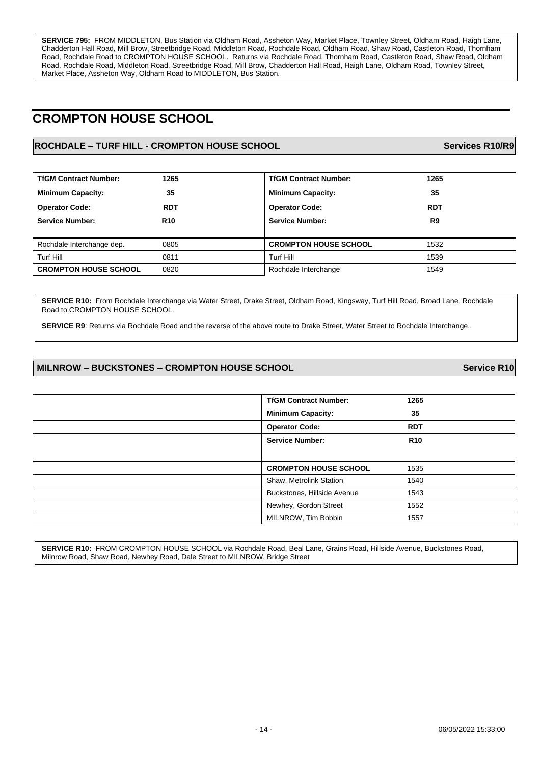**SERVICE 795:** FROM MIDDLETON, Bus Station via Oldham Road, Assheton Way, Market Place, Townley Street, Oldham Road, Haigh Lane, Chadderton Hall Road, Mill Brow, Streetbridge Road, Middleton Road, Rochdale Road, Oldham Road, Shaw Road, Castleton Road, Thornham Road, Rochdale Road to CROMPTON HOUSE SCHOOL. Returns via Rochdale Road, Thornham Road, Castleton Road, Shaw Road, Oldham Road, Rochdale Road, Middleton Road, Streetbridge Road, Mill Brow, Chadderton Hall Road, Haigh Lane, Oldham Road, Townley Street, Market Place, Assheton Way, Oldham Road to MIDDLETON, Bus Station.

# CROMPTON HOUSE SCHOOL

## ROCHDALE – TURF HILL - CROMPTON HOUSE SCHOOL — Services R10/R9

| | | | |
|---|---|---|---|
| **TfGM Contract Number:** | **1265** | **TfGM Contract Number:** | **1265** |
| **Minimum Capacity:** | **35** | **Minimum Capacity:** | **35** |
| **Operator Code:** | **RDT** | **Operator Code:** | **RDT** |
| **Service Number:** | **R10** | **Service Number:** | **R9** |
| Rochdale Interchange dep. | 0805 | **CROMPTON HOUSE SCHOOL** | 1532 |
| Turf Hill | 0811 | Turf Hill | 1539 |
| **CROMPTON HOUSE SCHOOL** | 0820 | Rochdale Interchange | 1549 |

**SERVICE R10:** From Rochdale Interchange via Water Street, Drake Street, Oldham Road, Kingsway, Turf Hill Road, Broad Lane, Rochdale Road to CROMPTON HOUSE SCHOOL.

**SERVICE R9**: Returns via Rochdale Road and the reverse of the above route to Drake Street, Water Street to Rochdale Interchange..

## MILNROW – BUCKSTONES – CROMPTON HOUSE SCHOOL — Service R10

| | |
|---|---|
| **TfGM Contract Number:** | **1265** |
| **Minimum Capacity:** | **35** |
| **Operator Code:** | **RDT** |
| **Service Number:** | **R10** |
| **CROMPTON HOUSE SCHOOL** | 1535 |
| Shaw, Metrolink Station | 1540 |
| Buckstones, Hillside Avenue | 1543 |
| Newhey, Gordon Street | 1552 |
| MILNROW, Tim Bobbin | 1557 |

**SERVICE R10:** FROM CROMPTON HOUSE SCHOOL via Rochdale Road, Beal Lane, Grains Road, Hillside Avenue, Buckstones Road, Milnrow Road, Shaw Road, Newhey Road, Dale Street to MILNROW, Bridge Street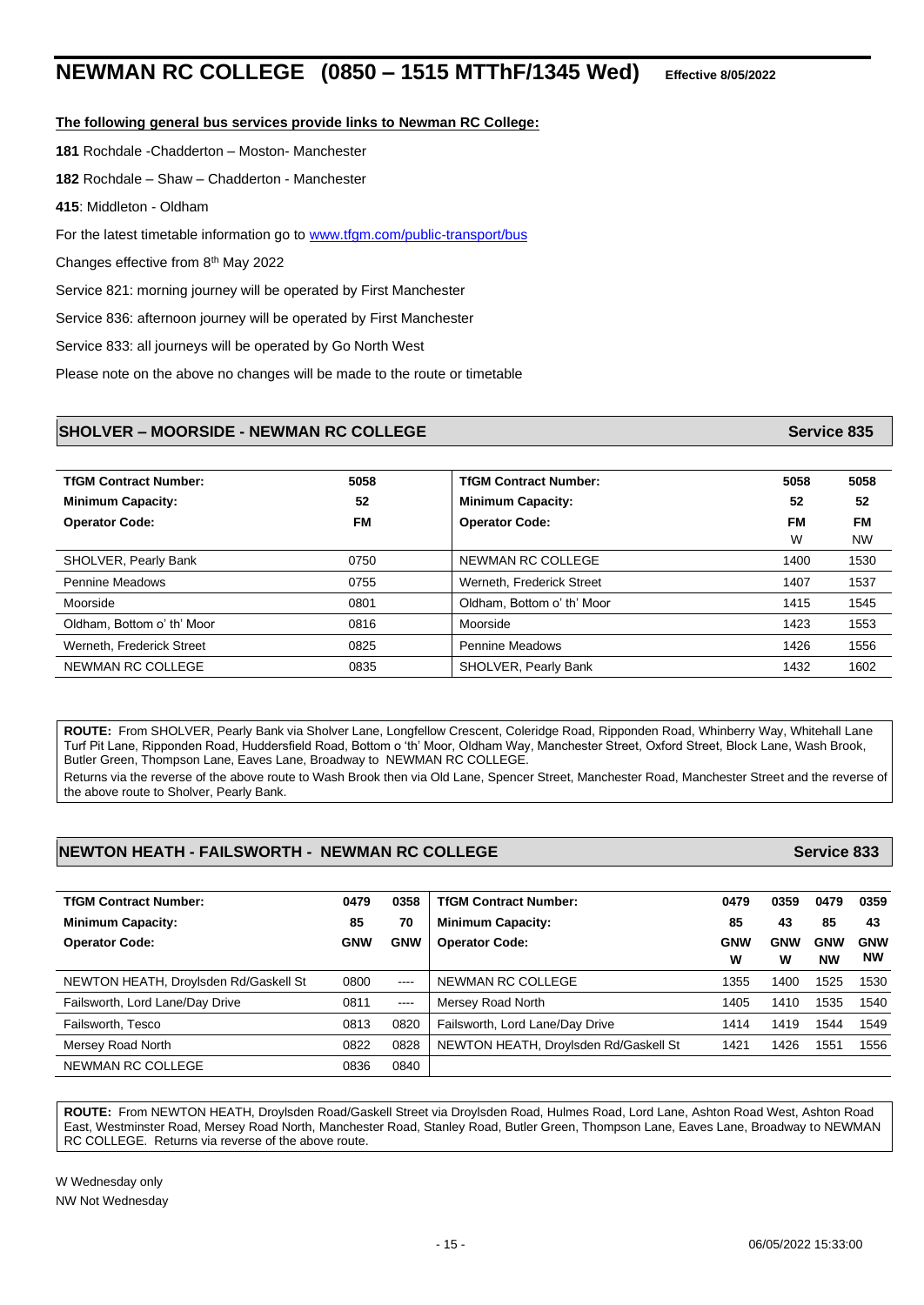# NEWMAN RC COLLEGE (0850 – 1515 MTThF/1345 Wed) Effective 8/05/2022

**The following general bus services provide links to Newman RC College:**

**181** Rochdale -Chadderton – Moston- Manchester

**182** Rochdale – Shaw – Chadderton - Manchester

**415**: Middleton - Oldham

For the latest timetable information go to [www.tfgm.com/public-transport/bus](www.tfgm.com/public-transport/bus)

Changes effective from 8th May 2022

Service 821: morning journey will be operated by First Manchester

Service 836: afternoon journey will be operated by First Manchester

Service 833: all journeys will be operated by Go North West

Please note on the above no changes will be made to the route or timetable

## SHOLVER – MOORSIDE - NEWMAN RC COLLEGE — Service 835

| TfGM Contract Number: | 5058 | TfGM Contract Number: | 5058 | 5058 |
|---|---|---|---|---|
| Minimum Capacity: | 52 | Minimum Capacity: | 52 | 52 |
| Operator Code: | FM | Operator Code: | FM<br>W | FM<br>NW |
| SHOLVER, Pearly Bank | 0750 | NEWMAN RC COLLEGE | 1400 | 1530 |
| Pennine Meadows | 0755 | Werneth, Frederick Street | 1407 | 1537 |
| Moorside | 0801 | Oldham, Bottom o' th' Moor | 1415 | 1545 |
| Oldham, Bottom o' th' Moor | 0816 | Moorside | 1423 | 1553 |
| Werneth, Frederick Street | 0825 | Pennine Meadows | 1426 | 1556 |
| NEWMAN RC COLLEGE | 0835 | SHOLVER, Pearly Bank | 1432 | 1602 |

**ROUTE:** From SHOLVER, Pearly Bank via Sholver Lane, Longfellow Crescent, Coleridge Road, Ripponden Road, Whinberry Way, Whitehall Lane Turf Pit Lane, Ripponden Road, Huddersfield Road, Bottom o 'th' Moor, Oldham Way, Manchester Street, Oxford Street, Block Lane, Wash Brook, Butler Green, Thompson Lane, Eaves Lane, Broadway to NEWMAN RC COLLEGE.
Returns via the reverse of the above route to Wash Brook then via Old Lane, Spencer Street, Manchester Road, Manchester Street and the reverse of the above route to Sholver, Pearly Bank.

## NEWTON HEATH - FAILSWORTH - NEWMAN RC COLLEGE — Service 833

| TfGM Contract Number: | 0479 | 0358 | TfGM Contract Number: | 0479 | 0359 | 0479 | 0359 |
|---|---|---|---|---|---|---|---|
| Minimum Capacity: | 85 | 70 | Minimum Capacity: | 85 | 43 | 85 | 43 |
| Operator Code: | GNW | GNW | Operator Code: | GNW<br>W | GNW<br>W | GNW<br>NW | GNW<br>NW |
| NEWTON HEATH, Droylsden Rd/Gaskell St | 0800 | ---- | NEWMAN RC COLLEGE | 1355 | 1400 | 1525 | 1530 |
| Failsworth, Lord Lane/Day Drive | 0811 | ---- | Mersey Road North | 1405 | 1410 | 1535 | 1540 |
| Failsworth, Tesco | 0813 | 0820 | Failsworth, Lord Lane/Day Drive | 1414 | 1419 | 1544 | 1549 |
| Mersey Road North | 0822 | 0828 | NEWTON HEATH, Droylsden Rd/Gaskell St | 1421 | 1426 | 1551 | 1556 |
| NEWMAN RC COLLEGE | 0836 | 0840 | | | | | |

**ROUTE:** From NEWTON HEATH, Droylsden Road/Gaskell Street via Droylsden Road, Hulmes Road, Lord Lane, Ashton Road West, Ashton Road East, Westminster Road, Mersey Road North, Manchester Road, Stanley Road, Butler Green, Thompson Lane, Eaves Lane, Broadway to NEWMAN RC COLLEGE. Returns via reverse of the above route.

W Wednesday only
NW Not Wednesday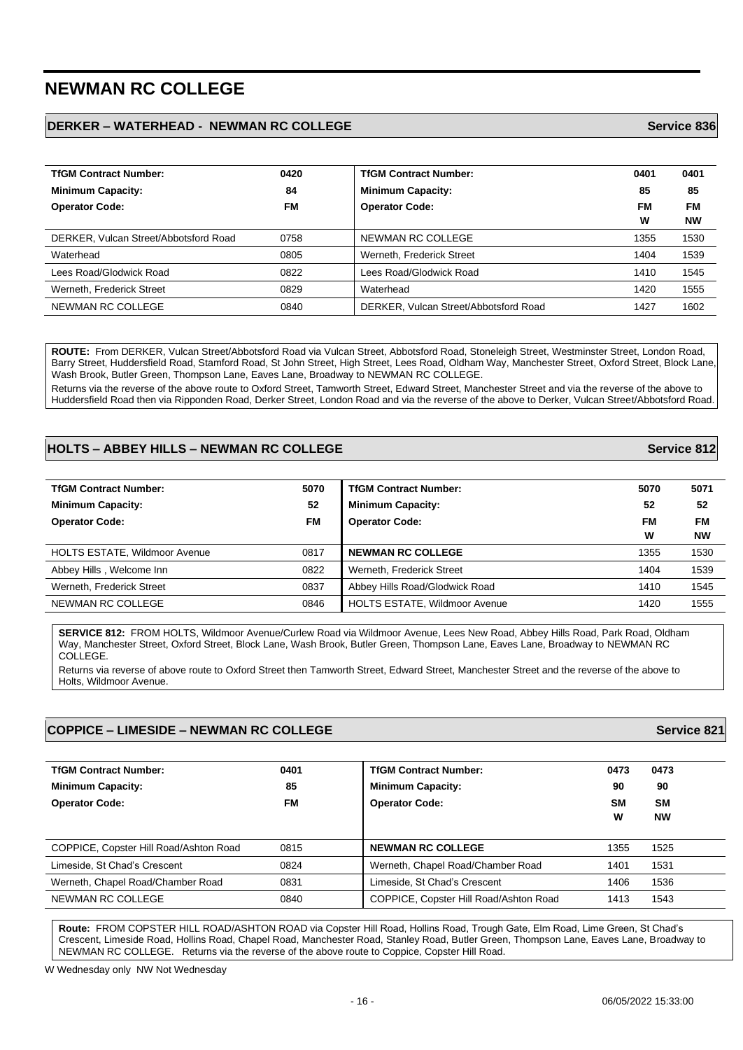# NEWMAN RC COLLEGE

## DERKER – WATERHEAD - NEWMAN RC COLLEGE — Service 836

| TfGM Contract Number: | 0420 | TfGM Contract Number: | 0401 | 0401 |
|---|---|---|---|---|
| Minimum Capacity: | 84 | Minimum Capacity: | 85 | 85 |
| Operator Code: | FM | Operator Code: | FM W | FM NW |
| DERKER, Vulcan Street/Abbotsford Road | 0758 | NEWMAN RC COLLEGE | 1355 | 1530 |
| Waterhead | 0805 | Werneth, Frederick Street | 1404 | 1539 |
| Lees Road/Glodwick Road | 0822 | Lees Road/Glodwick Road | 1410 | 1545 |
| Werneth, Frederick Street | 0829 | Waterhead | 1420 | 1555 |
| NEWMAN RC COLLEGE | 0840 | DERKER, Vulcan Street/Abbotsford Road | 1427 | 1602 |

**ROUTE:** From DERKER, Vulcan Street/Abbotsford Road via Vulcan Street, Abbotsford Road, Stoneleigh Street, Westminster Street, London Road, Barry Street, Huddersfield Road, Stamford Road, St John Street, High Street, Lees Road, Oldham Way, Manchester Street, Oxford Street, Block Lane, Wash Brook, Butler Green, Thompson Lane, Eaves Lane, Broadway to NEWMAN RC COLLEGE.

Returns via the reverse of the above route to Oxford Street, Tamworth Street, Edward Street, Manchester Street and via the reverse of the above to Huddersfield Road then via Ripponden Road, Derker Street, London Road and via the reverse of the above to Derker, Vulcan Street/Abbotsford Road.

## HOLTS – ABBEY HILLS – NEWMAN RC COLLEGE — Service 812

| TfGM Contract Number: | 5070 | TfGM Contract Number: | 5070 | 5071 |
|---|---|---|---|---|
| Minimum Capacity: | 52 | Minimum Capacity: | 52 | 52 |
| Operator Code: | FM | Operator Code: | FM W | FM NW |
| HOLTS ESTATE, Wildmoor Avenue | 0817 | **NEWMAN RC COLLEGE** | 1355 | 1530 |
| Abbey Hills , Welcome Inn | 0822 | Werneth, Frederick Street | 1404 | 1539 |
| Werneth, Frederick Street | 0837 | Abbey Hills Road/Glodwick Road | 1410 | 1545 |
| NEWMAN RC COLLEGE | 0846 | HOLTS ESTATE, Wildmoor Avenue | 1420 | 1555 |

**SERVICE 812:** FROM HOLTS, Wildmoor Avenue/Curlew Road via Wildmoor Avenue, Lees New Road, Abbey Hills Road, Park Road, Oldham Way, Manchester Street, Oxford Street, Block Lane, Wash Brook, Butler Green, Thompson Lane, Eaves Lane, Broadway to NEWMAN RC COLLEGE.

Returns via reverse of above route to Oxford Street then Tamworth Street, Edward Street, Manchester Street and the reverse of the above to Holts, Wildmoor Avenue.

## COPPICE – LIMESIDE – NEWMAN RC COLLEGE — Service 821

| TfGM Contract Number: | 0401 | TfGM Contract Number: | 0473 | 0473 |
|---|---|---|---|---|
| Minimum Capacity: | 85 | Minimum Capacity: | 90 | 90 |
| Operator Code: | FM | Operator Code: | SM W | SM NW |
| COPPICE, Copster Hill Road/Ashton Road | 0815 | **NEWMAN RC COLLEGE** | 1355 | 1525 |
| Limeside, St Chad's Crescent | 0824 | Werneth, Chapel Road/Chamber Road | 1401 | 1531 |
| Werneth, Chapel Road/Chamber Road | 0831 | Limeside, St Chad's Crescent | 1406 | 1536 |
| NEWMAN RC COLLEGE | 0840 | COPPICE, Copster Hill Road/Ashton Road | 1413 | 1543 |

**Route:** FROM COPSTER HILL ROAD/ASHTON ROAD via Copster Hill Road, Hollins Road, Trough Gate, Elm Road, Lime Green, St Chad's Crescent, Limeside Road, Hollins Road, Chapel Road, Manchester Road, Stanley Road, Butler Green, Thompson Lane, Eaves Lane, Broadway to NEWMAN RC COLLEGE. Returns via the reverse of the above route to Coppice, Copster Hill Road.

W Wednesday only NW Not Wednesday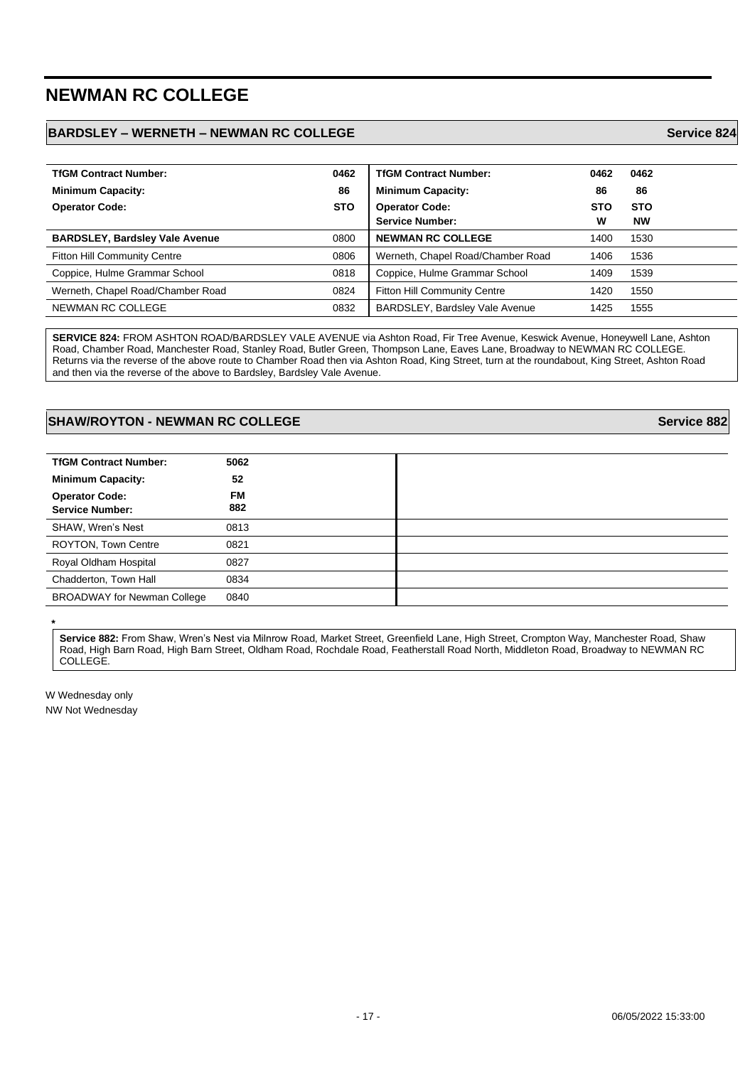# NEWMAN RC COLLEGE

## BARDSLEY – WERNETH – NEWMAN RC COLLEGE — Service 824

| TfGM Contract Number: | 0462 |
|---|---|
| Minimum Capacity: | 86 |
| Operator Code: | STO |
| **BARDSLEY, Bardsley Vale Avenue** | 0800 |
| Fitton Hill Community Centre | 0806 |
| Coppice, Hulme Grammar School | 0818 |
| Werneth, Chapel Road/Chamber Road | 0824 |
| NEWMAN RC COLLEGE | 0832 |

| TfGM Contract Number: | 0462 | 0462 |
|---|---|---|
| Minimum Capacity: | 86 | 86 |
| Operator Code: | STO | STO |
| Service Number: | W | NW |
| **NEWMAN RC COLLEGE** | 1400 | 1530 |
| Werneth, Chapel Road/Chamber Road | 1406 | 1536 |
| Coppice, Hulme Grammar School | 1409 | 1539 |
| Fitton Hill Community Centre | 1420 | 1550 |
| BARDSLEY, Bardsley Vale Avenue | 1425 | 1555 |

**SERVICE 824:** FROM ASHTON ROAD/BARDSLEY VALE AVENUE via Ashton Road, Fir Tree Avenue, Keswick Avenue, Honeywell Lane, Ashton Road, Chamber Road, Manchester Road, Stanley Road, Butler Green, Thompson Lane, Eaves Lane, Broadway to NEWMAN RC COLLEGE. Returns via the reverse of the above route to Chamber Road then via Ashton Road, King Street, turn at the roundabout, King Street, Ashton Road and then via the reverse of the above to Bardsley, Bardsley Vale Avenue.

## SHAW/ROYTON - NEWMAN RC COLLEGE — Service 882

| TfGM Contract Number: | 5062 |
|---|---|
| Minimum Capacity: | 52 |
| Operator Code: | FM |
| Service Number: | 882 |
| SHAW, Wren's Nest | 0813 |
| ROYTON, Town Centre | 0821 |
| Royal Oldham Hospital | 0827 |
| Chadderton, Town Hall | 0834 |
| BROADWAY for Newman College | 0840 |

*

**Service 882:** From Shaw, Wren's Nest via Milnrow Road, Market Street, Greenfield Lane, High Street, Crompton Way, Manchester Road, Shaw Road, High Barn Road, High Barn Street, Oldham Road, Rochdale Road, Featherstall Road North, Middleton Road, Broadway to NEWMAN RC COLLEGE.

W Wednesday only
NW Not Wednesday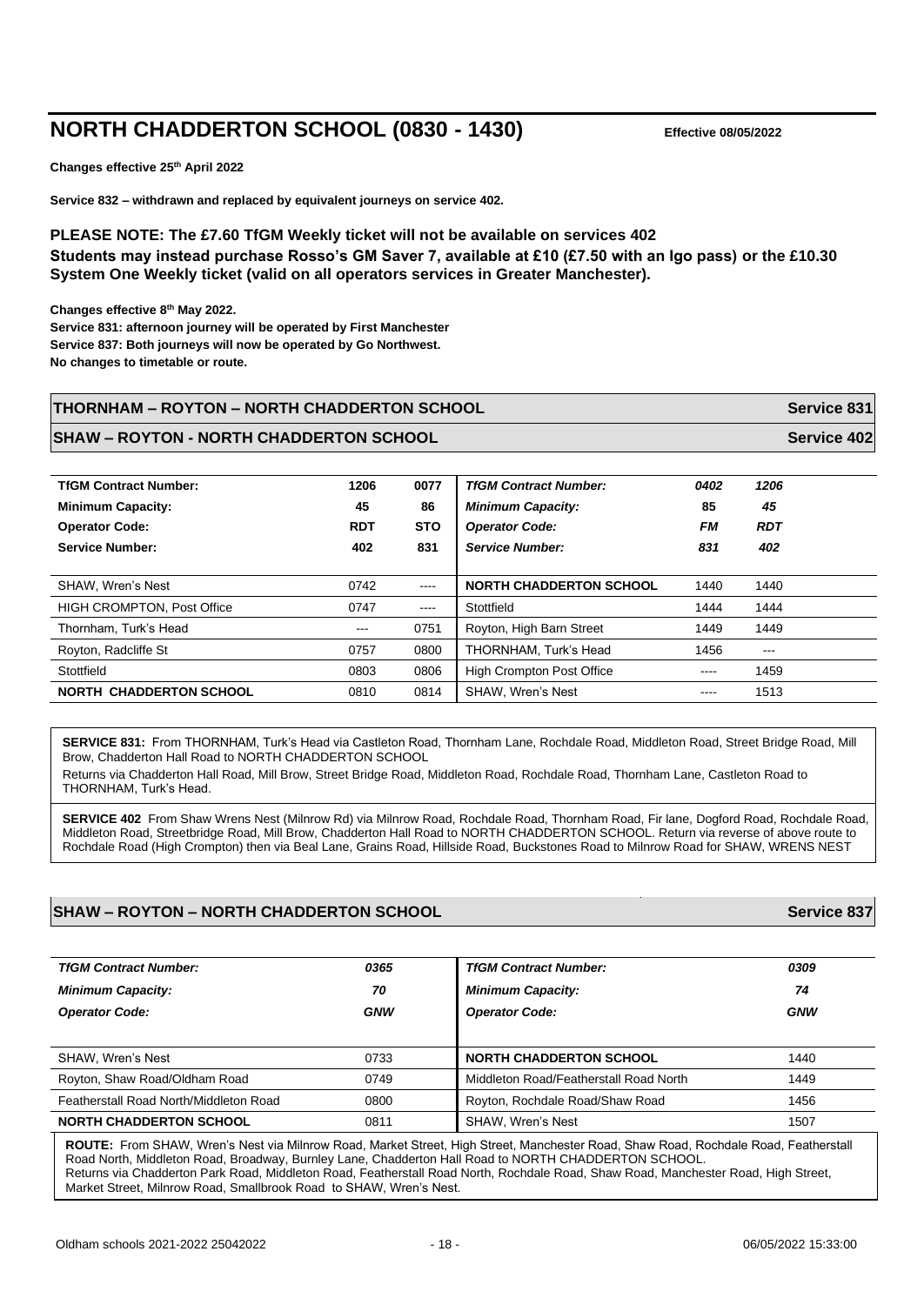## NORTH CHADDERTON SCHOOL (0830 - 1430)

**Effective 08/05/2022**

**Changes effective 25th April 2022**

**Service 832 – withdrawn and replaced by equivalent journeys on service 402.**

**PLEASE NOTE: The £7.60 TfGM Weekly ticket will not be available on services 402**
**Students may instead purchase Rosso's GM Saver 7, available at £10 (£7.50 with an Igo pass) or the £10.30 System One Weekly ticket (valid on all operators services in Greater Manchester).**

**Changes effective 8th May 2022.**
**Service 831: afternoon journey will be operated by First Manchester**
**Service 837: Both journeys will now be operated by Go Northwest.**
**No changes to timetable or route.**

### THORNHAM – ROYTON – NORTH CHADDERTON SCHOOL — Service 831

### SHAW – ROYTON - NORTH CHADDERTON SCHOOL — Service 402

| **TfGM Contract Number:** | **1206** | **0077** |
|---|---|---|
| **Minimum Capacity:** | **45** | **86** |
| **Operator Code:** | **RDT** | **STO** |
| **Service Number:** | **402** | **831** |
| SHAW, Wren's Nest | 0742 | ---- |
| HIGH CROMPTON, Post Office | 0747 | ---- |
| Thornham, Turk's Head | --- | 0751 |
| Royton, Radcliffe St | 0757 | 0800 |
| Stottfield | 0803 | 0806 |
| **NORTH CHADDERTON SCHOOL** | 0810 | 0814 |

| ***TfGM Contract Number:*** | ***0402*** | ***1206*** |
|---|---|---|
| ***Minimum Capacity:*** | ***85*** | ***45*** |
| ***Operator Code:*** | ***FM*** | ***RDT*** |
| ***Service Number:*** | ***831*** | ***402*** |
| **NORTH CHADDERTON SCHOOL** | 1440 | 1440 |
| Stottfield | 1444 | 1444 |
| Royton, High Barn Street | 1449 | 1449 |
| THORNHAM, Turk's Head | 1456 | --- |
| High Crompton Post Office | ---- | 1459 |
| SHAW, Wren's Nest | ---- | 1513 |

**SERVICE 831:** From THORNHAM, Turk's Head via Castleton Road, Thornham Lane, Rochdale Road, Middleton Road, Street Bridge Road, Mill Brow, Chadderton Hall Road to NORTH CHADDERTON SCHOOL
Returns via Chadderton Hall Road, Mill Brow, Street Bridge Road, Middleton Road, Rochdale Road, Thornham Lane, Castleton Road to THORNHAM, Turk's Head.

**SERVICE 402** From Shaw Wrens Nest (Milnrow Rd) via Milnrow Road, Rochdale Road, Thornham Road, Fir lane, Dogford Road, Rochdale Road, Middleton Road, Streetbridge Road, Mill Brow, Chadderton Hall Road to NORTH CHADDERTON SCHOOL. Return via reverse of above route to Rochdale Road (High Crompton) then via Beal Lane, Grains Road, Hillside Road, Buckstones Road to Milnrow Road for SHAW, WRENS NEST

### SHAW – ROYTON – NORTH CHADDERTON SCHOOL — Service 837

| ***TfGM Contract Number:*** | ***0365*** |
|---|---|
| ***Minimum Capacity:*** | ***70*** |
| ***Operator Code:*** | ***GNW*** |
| SHAW, Wren's Nest | 0733 |
| Royton, Shaw Road/Oldham Road | 0749 |
| Featherstall Road North/Middleton Road | 0800 |
| **NORTH CHADDERTON SCHOOL** | 0811 |

| ***TfGM Contract Number:*** | ***0309*** |
|---|---|
| ***Minimum Capacity:*** | ***74*** |
| ***Operator Code:*** | ***GNW*** |
| **NORTH CHADDERTON SCHOOL** | 1440 |
| Middleton Road/Featherstall Road North | 1449 |
| Royton, Rochdale Road/Shaw Road | 1456 |
| SHAW, Wren's Nest | 1507 |

**ROUTE:** From SHAW, Wren's Nest via Milnrow Road, Market Street, High Street, Manchester Road, Shaw Road, Rochdale Road, Featherstall Road North, Middleton Road, Broadway, Burnley Lane, Chadderton Hall Road to NORTH CHADDERTON SCHOOL.
Returns via Chadderton Park Road, Middleton Road, Featherstall Road North, Rochdale Road, Shaw Road, Manchester Road, High Street, Market Street, Milnrow Road, Smallbrook Road to SHAW, Wren's Nest.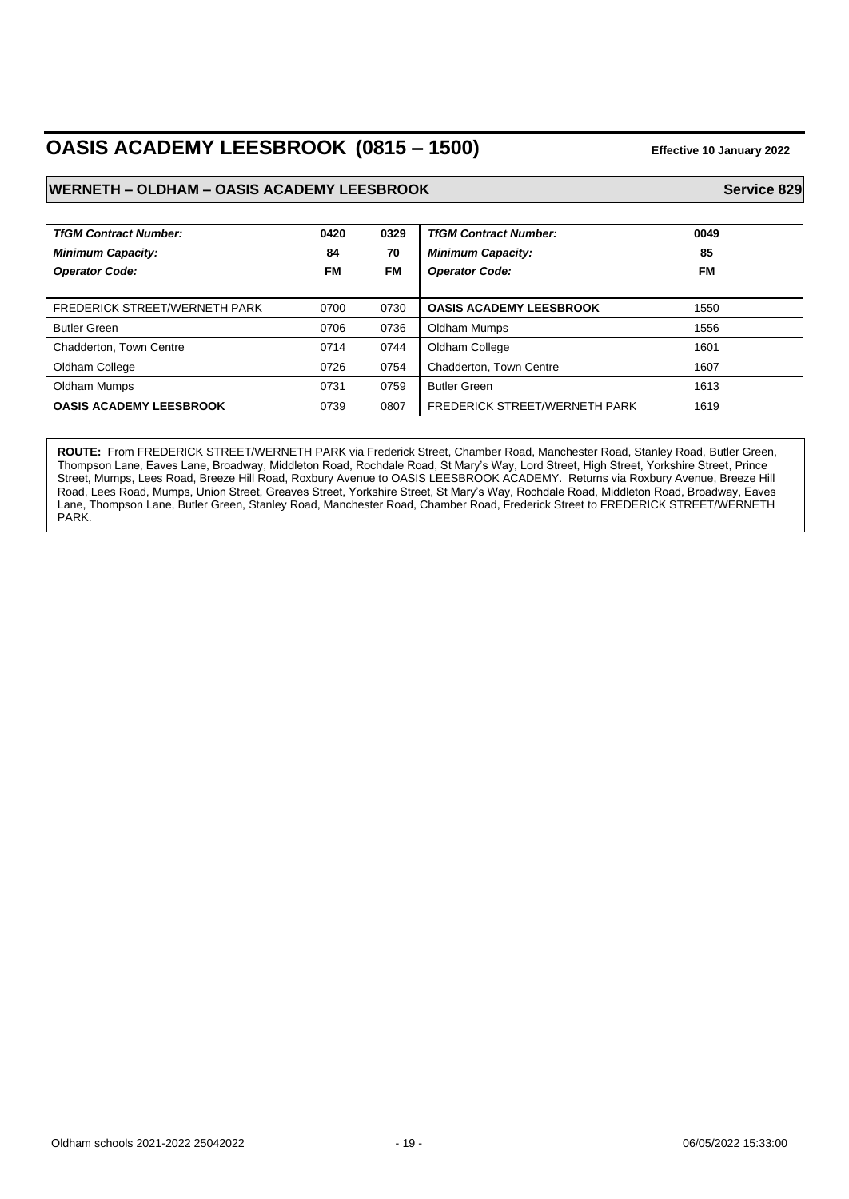# OASIS ACADEMY LEESBROOK (0815 – 1500)

**Effective 10 January 2022**

## WERNETH – OLDHAM – OASIS ACADEMY LEESBROOK

**Service 829**

| *TfGM Contract Number:* | 0420 | 0329 | *TfGM Contract Number:* | 0049 |
|---|---|---|---|---|
| *Minimum Capacity:* | 84 | 70 | *Minimum Capacity:* | 85 |
| *Operator Code:* | FM | FM | *Operator Code:* | FM |
| FREDERICK STREET/WERNETH PARK | 0700 | 0730 | **OASIS ACADEMY LEESBROOK** | 1550 |
| Butler Green | 0706 | 0736 | Oldham Mumps | 1556 |
| Chadderton, Town Centre | 0714 | 0744 | Oldham College | 1601 |
| Oldham College | 0726 | 0754 | Chadderton, Town Centre | 1607 |
| Oldham Mumps | 0731 | 0759 | Butler Green | 1613 |
| **OASIS ACADEMY LEESBROOK** | 0739 | 0807 | FREDERICK STREET/WERNETH PARK | 1619 |

**ROUTE:** From FREDERICK STREET/WERNETH PARK via Frederick Street, Chamber Road, Manchester Road, Stanley Road, Butler Green, Thompson Lane, Eaves Lane, Broadway, Middleton Road, Rochdale Road, St Mary's Way, Lord Street, High Street, Yorkshire Street, Prince Street, Mumps, Lees Road, Breeze Hill Road, Roxbury Avenue to OASIS LEESBROOK ACADEMY. Returns via Roxbury Avenue, Breeze Hill Road, Lees Road, Mumps, Union Street, Greaves Street, Yorkshire Street, St Mary's Way, Rochdale Road, Middleton Road, Broadway, Eaves Lane, Thompson Lane, Butler Green, Stanley Road, Manchester Road, Chamber Road, Frederick Street to FREDERICK STREET/WERNETH PARK.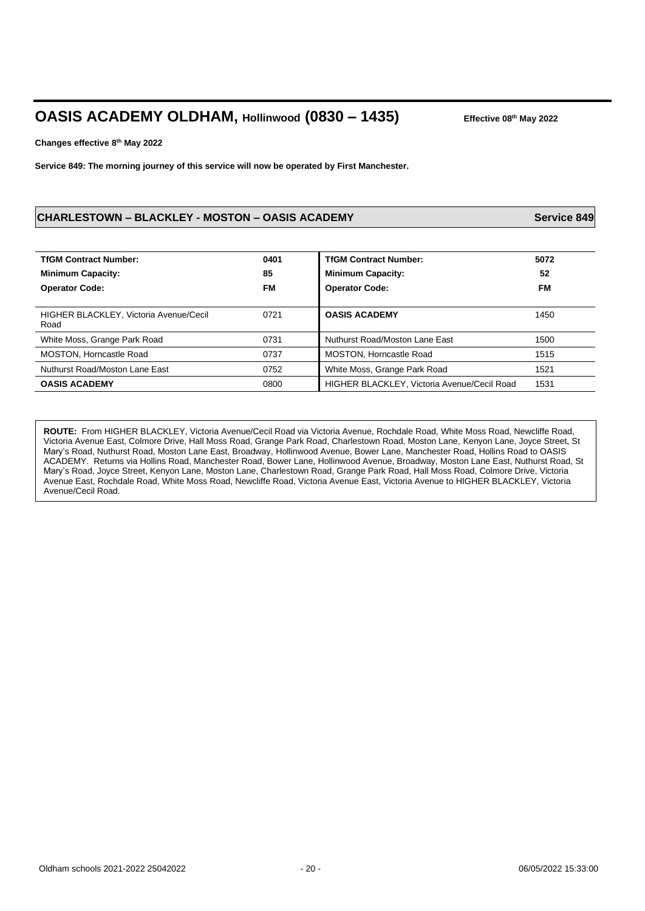# OASIS ACADEMY OLDHAM, Hollinwood (0830 – 1435)

**Effective 08th May 2022**

**Changes effective 8th May 2022**

**Service 849: The morning journey of this service will now be operated by First Manchester.**

## CHARLESTOWN – BLACKLEY - MOSTON – OASIS ACADEMY — Service 849

| **TfGM Contract Number:** | **0401** | **TfGM Contract Number:** | **5072** |
|---|---|---|---|
| **Minimum Capacity:** | **85** | **Minimum Capacity:** | **52** |
| **Operator Code:** | **FM** | **Operator Code:** | **FM** |
| HIGHER BLACKLEY, Victoria Avenue/Cecil Road | 0721 | **OASIS ACADEMY** | 1450 |
| White Moss, Grange Park Road | 0731 | Nuthurst Road/Moston Lane East | 1500 |
| MOSTON, Horncastle Road | 0737 | MOSTON, Horncastle Road | 1515 |
| Nuthurst Road/Moston Lane East | 0752 | White Moss, Grange Park Road | 1521 |
| **OASIS ACADEMY** | 0800 | HIGHER BLACKLEY, Victoria Avenue/Cecil Road | 1531 |

**ROUTE:** From HIGHER BLACKLEY, Victoria Avenue/Cecil Road via Victoria Avenue, Rochdale Road, White Moss Road, Newcliffe Road, Victoria Avenue East, Colmore Drive, Hall Moss Road, Grange Park Road, Charlestown Road, Moston Lane, Kenyon Lane, Joyce Street, St Mary's Road, Nuthurst Road, Moston Lane East, Broadway, Hollinwood Avenue, Bower Lane, Manchester Road, Hollins Road to OASIS ACADEMY. Returns via Hollins Road, Manchester Road, Bower Lane, Hollinwood Avenue, Broadway, Moston Lane East, Nuthurst Road, St Mary's Road, Joyce Street, Kenyon Lane, Moston Lane, Charlestown Road, Grange Park Road, Hall Moss Road, Colmore Drive, Victoria Avenue East, Rochdale Road, White Moss Road, Newcliffe Road, Victoria Avenue East, Victoria Avenue to HIGHER BLACKLEY, Victoria Avenue/Cecil Road.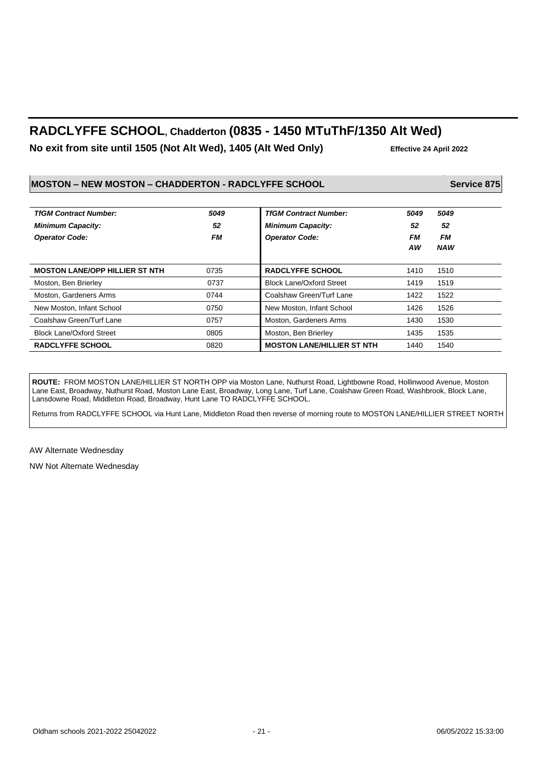# RADCLYFFE SCHOOL, Chadderton (0835 - 1450 MTuThF/1350 Alt Wed)

**No exit from site until 1505 (Not Alt Wed), 1405 (Alt Wed Only)** **Effective 24 April 2022**

## MOSTON – NEW MOSTON – CHADDERTON - RADCLYFFE SCHOOL Service 875

| *TfGM Contract Number:* | *5049* | *TfGM Contract Number:* | *5049* | *5049* |
|---|---|---|---|---|
| *Minimum Capacity:* | *52* | *Minimum Capacity:* | *52* | *52* |
| *Operator Code:* | *FM* | *Operator Code:* | *FM* | *FM* |
| | | | *AW* | *NAW* |
| **MOSTON LANE/OPP HILLIER ST NTH** | 0735 | **RADCLYFFE SCHOOL** | 1410 | 1510 |
| Moston, Ben Brierley | 0737 | Block Lane/Oxford Street | 1419 | 1519 |
| Moston, Gardeners Arms | 0744 | Coalshaw Green/Turf Lane | 1422 | 1522 |
| New Moston, Infant School | 0750 | New Moston, Infant School | 1426 | 1526 |
| Coalshaw Green/Turf Lane | 0757 | Moston, Gardeners Arms | 1430 | 1530 |
| Block Lane/Oxford Street | 0805 | Moston, Ben Brierley | 1435 | 1535 |
| **RADCLYFFE SCHOOL** | 0820 | **MOSTON LANE/HILLIER ST NTH** | 1440 | 1540 |

**ROUTE:** FROM MOSTON LANE/HILLIER ST NORTH OPP via Moston Lane, Nuthurst Road, Lightbowne Road, Hollinwood Avenue, Moston Lane East, Broadway, Nuthurst Road, Moston Lane East, Broadway, Long Lane, Turf Lane, Coalshaw Green Road, Washbrook, Block Lane, Lansdowne Road, Middleton Road, Broadway, Hunt Lane TO RADCLYFFE SCHOOL.

Returns from RADCLYFFE SCHOOL via Hunt Lane, Middleton Road then reverse of morning route to MOSTON LANE/HILLIER STREET NORTH

AW Alternate Wednesday

NW Not Alternate Wednesday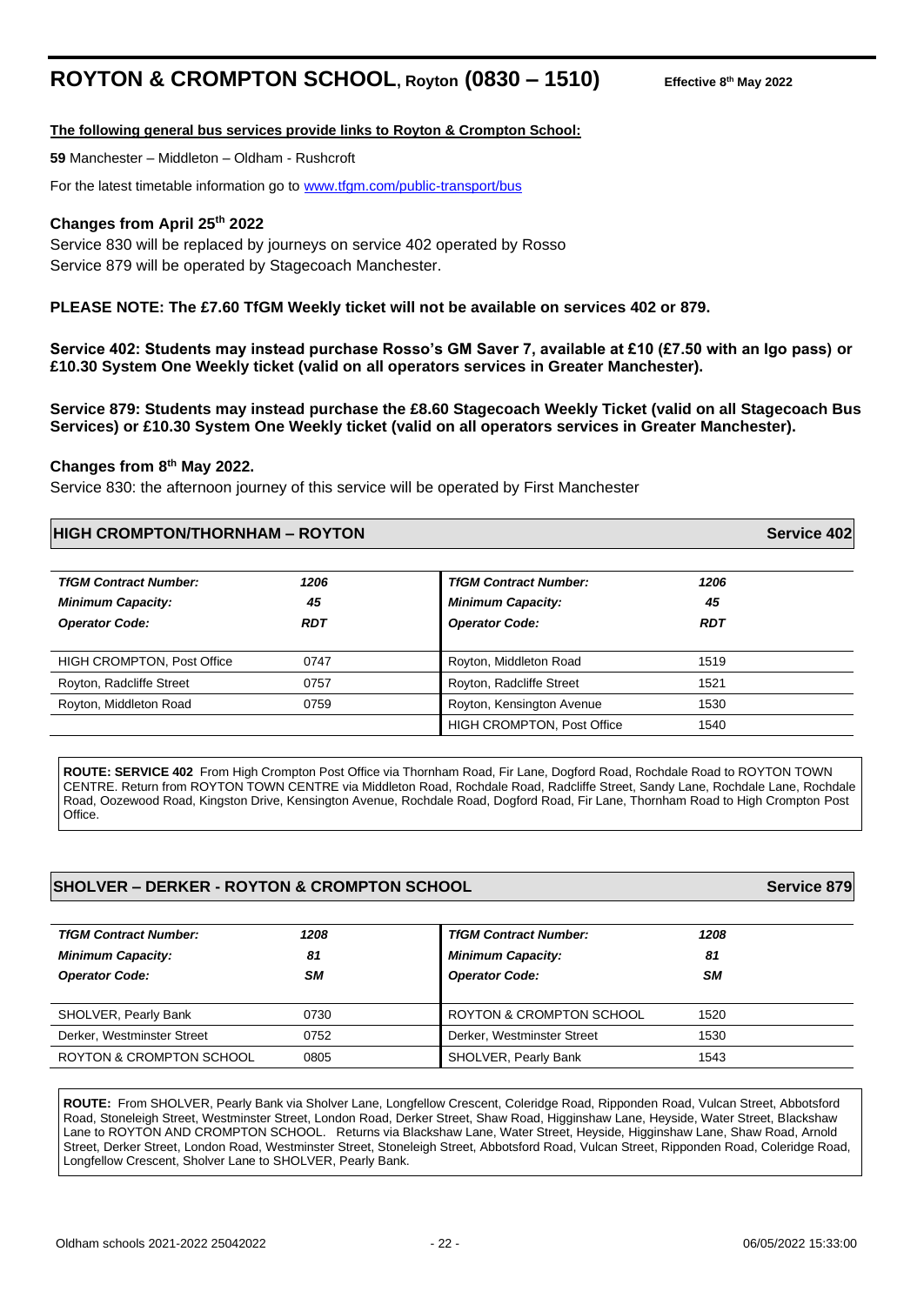# ROYTON & CROMPTON SCHOOL, Royton (0830 – 1510)

**Effective 8th May 2022**

**The following general bus services provide links to Royton & Crompton School:**

**59** Manchester – Middleton – Oldham - Rushcroft

For the latest timetable information go to www.tfgm.com/public-transport/bus

### Changes from April 25th 2022

Service 830 will be replaced by journeys on service 402 operated by Rosso
Service 879 will be operated by Stagecoach Manchester.

**PLEASE NOTE: The £7.60 TfGM Weekly ticket will not be available on services 402 or 879.**

**Service 402: Students may instead purchase Rosso's GM Saver 7, available at £10 (£7.50 with an Igo pass) or £10.30 System One Weekly ticket (valid on all operators services in Greater Manchester).**

**Service 879: Students may instead purchase the £8.60 Stagecoach Weekly Ticket (valid on all Stagecoach Bus Services) or £10.30 System One Weekly ticket (valid on all operators services in Greater Manchester).**

### Changes from 8th May 2022.

Service 830: the afternoon journey of this service will be operated by First Manchester

## HIGH CROMPTON/THORNHAM – ROYTON — Service 402

| *TfGM Contract Number:* | *1206* | *TfGM Contract Number:* | *1206* |
|---|---|---|---|
| *Minimum Capacity:* | *45* | *Minimum Capacity:* | *45* |
| *Operator Code:* | *RDT* | *Operator Code:* | *RDT* |
| HIGH CROMPTON, Post Office | 0747 | Royton, Middleton Road | 1519 |
| Royton, Radcliffe Street | 0757 | Royton, Radcliffe Street | 1521 |
| Royton, Middleton Road | 0759 | Royton, Kensington Avenue | 1530 |
| | | HIGH CROMPTON, Post Office | 1540 |

**ROUTE: SERVICE 402** From High Crompton Post Office via Thornham Road, Fir Lane, Dogford Road, Rochdale Road to ROYTON TOWN CENTRE. Return from ROYTON TOWN CENTRE via Middleton Road, Rochdale Road, Radcliffe Street, Sandy Lane, Rochdale Lane, Rochdale Road, Oozewood Road, Kingston Drive, Kensington Avenue, Rochdale Road, Dogford Road, Fir Lane, Thornham Road to High Crompton Post Office.

## SHOLVER – DERKER - ROYTON & CROMPTON SCHOOL — Service 879

| *TfGM Contract Number:* | *1208* | *TfGM Contract Number:* | *1208* |
|---|---|---|---|
| *Minimum Capacity:* | *81* | *Minimum Capacity:* | *81* |
| *Operator Code:* | *SM* | *Operator Code:* | *SM* |
| SHOLVER, Pearly Bank | 0730 | ROYTON & CROMPTON SCHOOL | 1520 |
| Derker, Westminster Street | 0752 | Derker, Westminster Street | 1530 |
| ROYTON & CROMPTON SCHOOL | 0805 | SHOLVER, Pearly Bank | 1543 |

**ROUTE:** From SHOLVER, Pearly Bank via Sholver Lane, Longfellow Crescent, Coleridge Road, Ripponden Road, Vulcan Street, Abbotsford Road, Stoneleigh Street, Westminster Street, London Road, Derker Street, Shaw Road, Higginshaw Lane, Heyside, Water Street, Blackshaw Lane to ROYTON AND CROMPTON SCHOOL. Returns via Blackshaw Lane, Water Street, Heyside, Higginshaw Lane, Shaw Road, Arnold Street, Derker Street, London Road, Westminster Street, Stoneleigh Street, Abbotsford Road, Vulcan Street, Ripponden Road, Coleridge Road, Longfellow Crescent, Sholver Lane to SHOLVER, Pearly Bank.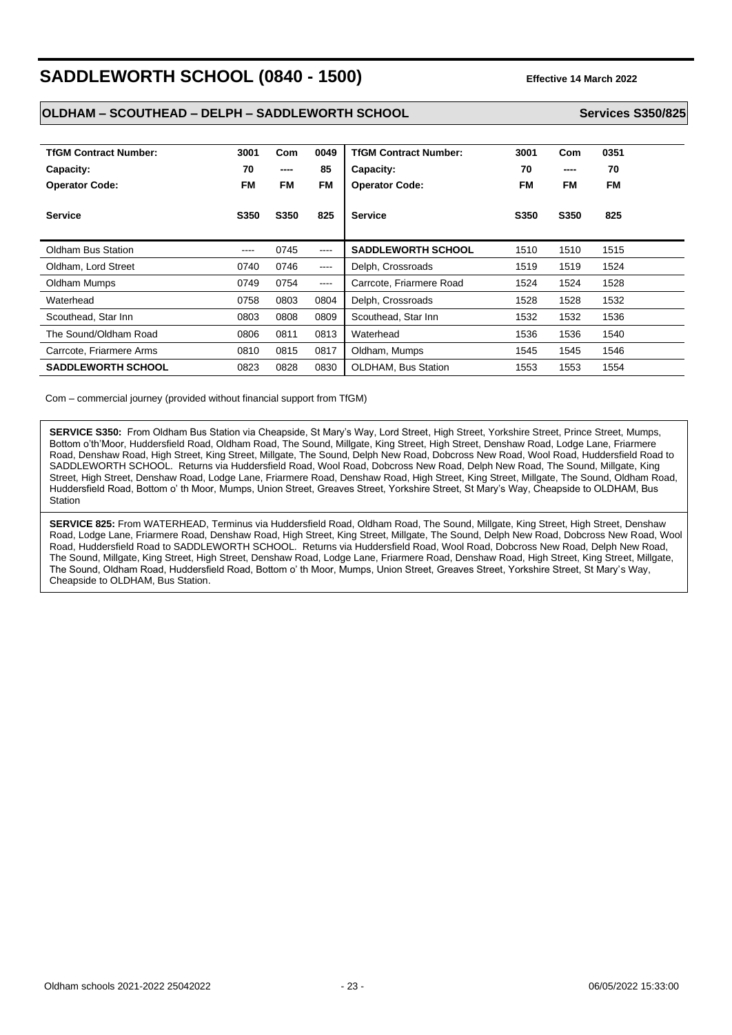# SADDLEWORTH SCHOOL (0840 - 1500)

**Effective 14 March 2022**

## OLDHAM – SCOUTHEAD – DELPH – SADDLEWORTH SCHOOL

**Services S350/825**

| **TfGM Contract Number:** | **3001** | **Com** | **0049** | **TfGM Contract Number:** | **3001** | **Com** | **0351** |
|---|---|---|---|---|---|---|---|
| **Capacity:** | **70** | **----** | **85** | **Capacity:** | **70** | **----** | **70** |
| **Operator Code:** | **FM** | **FM** | **FM** | **Operator Code:** | **FM** | **FM** | **FM** |
| **Service** | **S350** | **S350** | **825** | **Service** | **S350** | **S350** | **825** |
| Oldham Bus Station | ---- | 0745 | ---- | **SADDLEWORTH SCHOOL** | 1510 | 1510 | 1515 |
| Oldham, Lord Street | 0740 | 0746 | ---- | Delph, Crossroads | 1519 | 1519 | 1524 |
| Oldham Mumps | 0749 | 0754 | ---- | Carrcote, Friarmere Road | 1524 | 1524 | 1528 |
| Waterhead | 0758 | 0803 | 0804 | Delph, Crossroads | 1528 | 1528 | 1532 |
| Scouthead, Star Inn | 0803 | 0808 | 0809 | Scouthead, Star Inn | 1532 | 1532 | 1536 |
| The Sound/Oldham Road | 0806 | 0811 | 0813 | Waterhead | 1536 | 1536 | 1540 |
| Carrcote, Friarmere Arms | 0810 | 0815 | 0817 | Oldham, Mumps | 1545 | 1545 | 1546 |
| **SADDLEWORTH SCHOOL** | 0823 | 0828 | 0830 | OLDHAM, Bus Station | 1553 | 1553 | 1554 |

Com – commercial journey (provided without financial support from TfGM)

**SERVICE S350:** From Oldham Bus Station via Cheapside, St Mary's Way, Lord Street, High Street, Yorkshire Street, Prince Street, Mumps, Bottom o'th'Moor, Huddersfield Road, Oldham Road, The Sound, Millgate, King Street, High Street, Denshaw Road, Lodge Lane, Friarmere Road, Denshaw Road, High Street, King Street, Millgate, The Sound, Delph New Road, Dobcross New Road, Wool Road, Huddersfield Road to SADDLEWORTH SCHOOL. Returns via Huddersfield Road, Wool Road, Dobcross New Road, Delph New Road, The Sound, Millgate, King Street, High Street, Denshaw Road, Lodge Lane, Friarmere Road, Denshaw Road, High Street, King Street, Millgate, The Sound, Oldham Road, Huddersfield Road, Bottom o' th Moor, Mumps, Union Street, Greaves Street, Yorkshire Street, St Mary's Way, Cheapside to OLDHAM, Bus Station

**SERVICE 825:** From WATERHEAD, Terminus via Huddersfield Road, Oldham Road, The Sound, Millgate, King Street, High Street, Denshaw Road, Lodge Lane, Friarmere Road, Denshaw Road, High Street, King Street, Millgate, The Sound, Delph New Road, Dobcross New Road, Wool Road, Huddersfield Road to SADDLEWORTH SCHOOL. Returns via Huddersfield Road, Wool Road, Dobcross New Road, Delph New Road, The Sound, Millgate, King Street, High Street, Denshaw Road, Lodge Lane, Friarmere Road, Denshaw Road, High Street, King Street, Millgate, The Sound, Oldham Road, Huddersfield Road, Bottom o' th Moor, Mumps, Union Street, Greaves Street, Yorkshire Street, St Mary's Way, Cheapside to OLDHAM, Bus Station.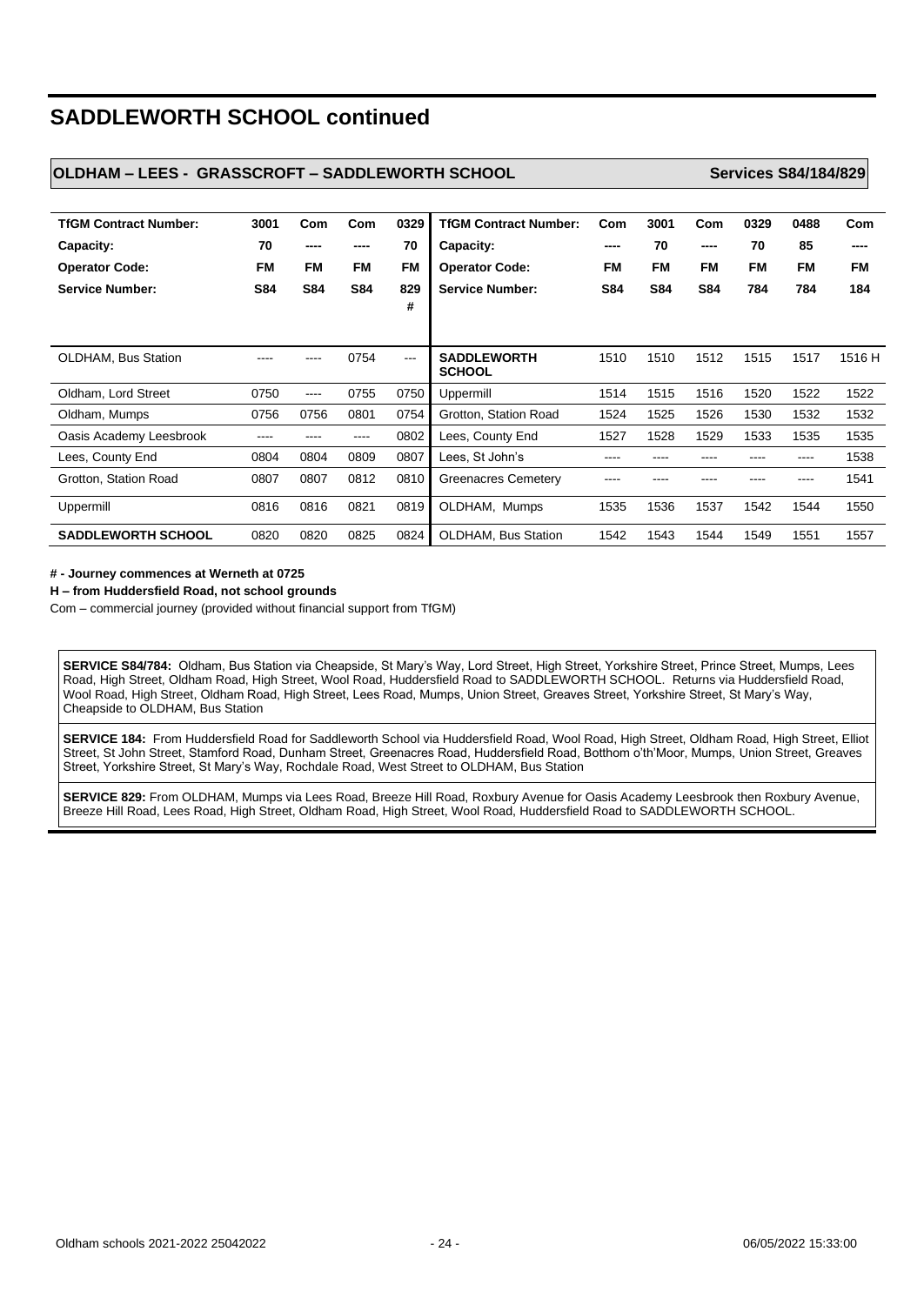# SADDLEWORTH SCHOOL continued

## OLDHAM – LEES - GRASSCROFT – SADDLEWORTH SCHOOL — Services S84/184/829

| TfGM Contract Number: | 3001 | Com | Com | 0329 | TfGM Contract Number: | Com | 3001 | Com | 0329 | 0488 | Com |
|---|---|---|---|---|---|---|---|---|---|---|---|
| Capacity: | 70 | ---- | ---- | 70 | Capacity: | ---- | 70 | ---- | 70 | 85 | ---- |
| Operator Code: | FM | FM | FM | FM | Operator Code: | FM | FM | FM | FM | FM | FM |
| Service Number: | S84 | S84 | S84 | 829 # | Service Number: | S84 | S84 | S84 | 784 | 784 | 184 |
| OLDHAM, Bus Station | ---- | ---- | 0754 | --- | **SADDLEWORTH SCHOOL** | 1510 | 1510 | 1512 | 1515 | 1517 | 1516 H |
| Oldham, Lord Street | 0750 | ---- | 0755 | 0750 | Uppermill | 1514 | 1515 | 1516 | 1520 | 1522 | 1522 |
| Oldham, Mumps | 0756 | 0756 | 0801 | 0754 | Grotton, Station Road | 1524 | 1525 | 1526 | 1530 | 1532 | 1532 |
| Oasis Academy Leesbrook | ---- | ---- | ---- | 0802 | Lees, County End | 1527 | 1528 | 1529 | 1533 | 1535 | 1535 |
| Lees, County End | 0804 | 0804 | 0809 | 0807 | Lees, St John's | ---- | ---- | ---- | ---- | ---- | 1538 |
| Grotton, Station Road | 0807 | 0807 | 0812 | 0810 | Greenacres Cemetery | ---- | ---- | ---- | ---- | ---- | 1541 |
| Uppermill | 0816 | 0816 | 0821 | 0819 | OLDHAM, Mumps | 1535 | 1536 | 1537 | 1542 | 1544 | 1550 |
| **SADDLEWORTH SCHOOL** | 0820 | 0820 | 0825 | 0824 | OLDHAM, Bus Station | 1542 | 1543 | 1544 | 1549 | 1551 | 1557 |

**# - Journey commences at Werneth at 0725**

**H – from Huddersfield Road, not school grounds**

Com – commercial journey (provided without financial support from TfGM)

**SERVICE S84/784:** Oldham, Bus Station via Cheapside, St Mary's Way, Lord Street, High Street, Yorkshire Street, Prince Street, Mumps, Lees Road, High Street, Oldham Road, High Street, Wool Road, Huddersfield Road to SADDLEWORTH SCHOOL. Returns via Huddersfield Road, Wool Road, High Street, Oldham Road, High Street, Lees Road, Mumps, Union Street, Greaves Street, Yorkshire Street, St Mary's Way, Cheapside to OLDHAM, Bus Station

**SERVICE 184:** From Huddersfield Road for Saddleworth School via Huddersfield Road, Wool Road, High Street, Oldham Road, High Street, Elliot Street, St John Street, Stamford Road, Dunham Street, Greenacres Road, Huddersfield Road, Botthom o'th'Moor, Mumps, Union Street, Greaves Street, Yorkshire Street, St Mary's Way, Rochdale Road, West Street to OLDHAM, Bus Station

**SERVICE 829:** From OLDHAM, Mumps via Lees Road, Breeze Hill Road, Roxbury Avenue for Oasis Academy Leesbrook then Roxbury Avenue, Breeze Hill Road, Lees Road, High Street, Oldham Road, High Street, Wool Road, Huddersfield Road to SADDLEWORTH SCHOOL.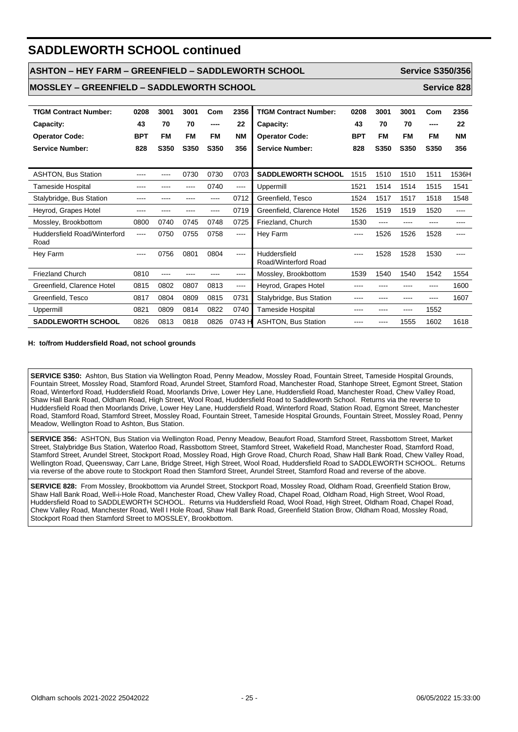# SADDLEWORTH SCHOOL continued

## ASHTON – HEY FARM – GREENFIELD – SADDLEWORTH SCHOOL — Service S350/356

## MOSSLEY – GREENFIELD – SADDLEWORTH SCHOOL — Service 828

| TfGM Contract Number: | 0208 | 3001 | 3001 | Com | 2356 |
|---|---|---|---|---|---|
| Capacity: | 43 | 70 | 70 | ---- | 22 |
| Operator Code: | BPT | FM | FM | FM | NM |
| Service Number: | 828 | S350 | S350 | S350 | 356 |
| ASHTON, Bus Station | ---- | ---- | 0730 | 0730 | 0703 |
| Tameside Hospital | ---- | ---- | ---- | 0740 | ---- |
| Stalybridge, Bus Station | ---- | ---- | ---- | ---- | 0712 |
| Heyrod, Grapes Hotel | ---- | ---- | ---- | ---- | 0719 |
| Mossley, Brookbottom | 0800 | 0740 | 0745 | 0748 | 0725 |
| Huddersfield Road/Winterford Road | ---- | 0750 | 0755 | 0758 | ---- |
| Hey Farm | ---- | 0756 | 0801 | 0804 | ---- |
| Friezland Church | 0810 | ---- | ---- | ---- | ---- |
| Greenfield, Clarence Hotel | 0815 | 0802 | 0807 | 0813 | ---- |
| Greenfield, Tesco | 0817 | 0804 | 0809 | 0815 | 0731 |
| Uppermill | 0821 | 0809 | 0814 | 0822 | 0740 |
| **SADDLEWORTH SCHOOL** | 0826 | 0813 | 0818 | 0826 | 0743 H |

| TfGM Contract Number: | 0208 | 3001 | 3001 | Com | 2356 |
|---|---|---|---|---|---|
| Capacity: | 43 | 70 | 70 | ---- | 22 |
| Operator Code: | BPT | FM | FM | FM | NM |
| Service Number: | 828 | S350 | S350 | S350 | 356 |
| **SADDLEWORTH SCHOOL** | 1515 | 1510 | 1510 | 1511 | 1536H |
| Uppermill | 1521 | 1514 | 1514 | 1515 | 1541 |
| Greenfield, Tesco | 1524 | 1517 | 1517 | 1518 | 1548 |
| Greenfield, Clarence Hotel | 1526 | 1519 | 1519 | 1520 | ---- |
| Friezland, Church | 1530 | ---- | ---- | ---- | ---- |
| Hey Farm | ---- | 1526 | 1526 | 1528 | ---- |
| Huddersfield Road/Winterford Road | ---- | 1528 | 1528 | 1530 | ---- |
| Mossley, Brookbottom | 1539 | 1540 | 1540 | 1542 | 1554 |
| Heyrod, Grapes Hotel | ---- | ---- | ---- | ---- | 1600 |
| Stalybridge, Bus Station | ---- | ---- | ---- | ---- | 1607 |
| Tameside Hospital | ---- | ---- | ---- | 1552 | |
| ASHTON, Bus Station | ---- | ---- | 1555 | 1602 | 1618 |

**H: to/from Huddersfield Road, not school grounds**

**SERVICE S350:** Ashton, Bus Station via Wellington Road, Penny Meadow, Mossley Road, Fountain Street, Tameside Hospital Grounds, Fountain Street, Mossley Road, Stamford Road, Arundel Street, Stamford Road, Manchester Road, Stanhope Street, Egmont Street, Station Road, Winterford Road, Huddersfield Road, Moorlands Drive, Lower Hey Lane, Huddersfield Road, Manchester Road, Chew Valley Road, Shaw Hall Bank Road, Oldham Road, High Street, Wool Road, Huddersfield Road to Saddleworth School. Returns via the reverse to Huddersfield Road then Moorlands Drive, Lower Hey Lane, Huddersfield Road, Winterford Road, Station Road, Egmont Street, Manchester Road, Stamford Road, Stamford Street, Mossley Road, Fountain Street, Tameside Hospital Grounds, Fountain Street, Mossley Road, Penny Meadow, Wellington Road to Ashton, Bus Station.

**SERVICE 356:** ASHTON, Bus Station via Wellington Road, Penny Meadow, Beaufort Road, Stamford Street, Rassbottom Street, Market Street, Stalybridge Bus Station, Waterloo Road, Rassbottom Street, Stamford Street, Wakefield Road, Manchester Road, Stamford Road, Stamford Street, Arundel Street, Stockport Road, Mossley Road, High Grove Road, Church Road, Shaw Hall Bank Road, Chew Valley Road, Wellington Road, Queensway, Carr Lane, Bridge Street, High Street, Wool Road, Huddersfield Road to SADDLEWORTH SCHOOL. Returns via reverse of the above route to Stockport Road then Stamford Street, Arundel Street, Stamford Road and reverse of the above.

**SERVICE 828:** From Mossley, Brookbottom via Arundel Street, Stockport Road, Mossley Road, Oldham Road, Greenfield Station Brow, Shaw Hall Bank Road, Well-i-Hole Road, Manchester Road, Chew Valley Road, Chapel Road, Oldham Road, High Street, Wool Road, Huddersfield Road to SADDLEWORTH SCHOOL. Returns via Huddersfield Road, Wool Road, High Street, Oldham Road, Chapel Road, Chew Valley Road, Manchester Road, Well I Hole Road, Shaw Hall Bank Road, Greenfield Station Brow, Oldham Road, Mossley Road, Stockport Road then Stamford Street to MOSSLEY, Brookbottom.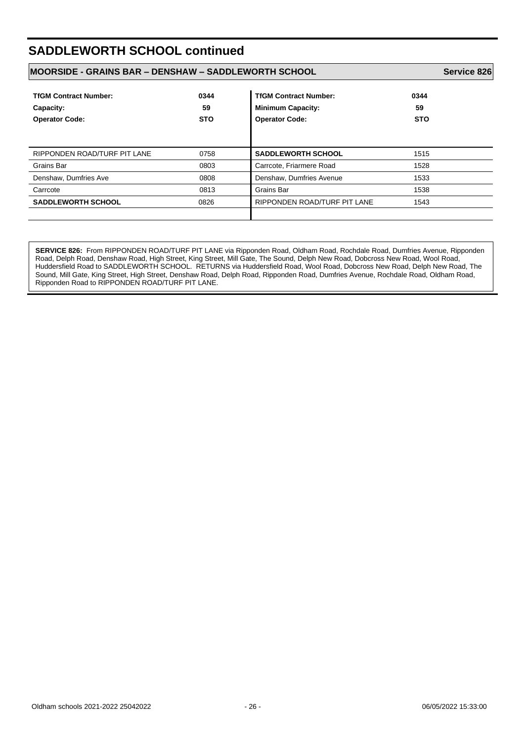# SADDLEWORTH SCHOOL continued

## MOORSIDE - GRAINS BAR – DENSHAW – SADDLEWORTH SCHOOL — Service 826

| | | | |
|---|---|---|---|
| **TfGM Contract Number:** | **0344** | **TfGM Contract Number:** | **0344** |
| **Capacity:** | **59** | **Minimum Capacity:** | **59** |
| **Operator Code:** | **STO** | **Operator Code:** | **STO** |
| RIPPONDEN ROAD/TURF PIT LANE | 0758 | **SADDLEWORTH SCHOOL** | 1515 |
| Grains Bar | 0803 | Carrcote, Friarmere Road | 1528 |
| Denshaw, Dumfries Ave | 0808 | Denshaw, Dumfries Avenue | 1533 |
| Carrcote | 0813 | Grains Bar | 1538 |
| **SADDLEWORTH SCHOOL** | 0826 | RIPPONDEN ROAD/TURF PIT LANE | 1543 |

**SERVICE 826:** From RIPPONDEN ROAD/TURF PIT LANE via Ripponden Road, Oldham Road, Rochdale Road, Dumfries Avenue, Ripponden Road, Delph Road, Denshaw Road, High Street, King Street, Mill Gate, The Sound, Delph New Road, Dobcross New Road, Wool Road, Huddersfield Road to SADDLEWORTH SCHOOL. RETURNS via Huddersfield Road, Wool Road, Dobcross New Road, Delph New Road, The Sound, Mill Gate, King Street, High Street, Denshaw Road, Delph Road, Ripponden Road, Dumfries Avenue, Rochdale Road, Oldham Road, Ripponden Road to RIPPONDEN ROAD/TURF PIT LANE.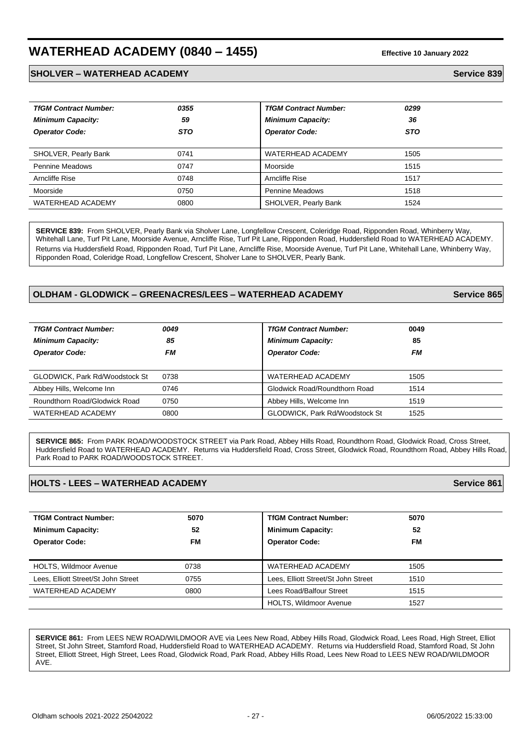# WATERHEAD ACADEMY (0840 – 1455)

**Effective 10 January 2022**

## SHOLVER – WATERHEAD ACADEMY

**Service 839**

| | | | |
|---|---|---|---|
| ***TfGM Contract Number:*** | ***0355*** | ***TfGM Contract Number:*** | ***0299*** |
| ***Minimum Capacity:*** | ***59*** | ***Minimum Capacity:*** | ***36*** |
| ***Operator Code:*** | ***STO*** | ***Operator Code:*** | ***STO*** |
| SHOLVER, Pearly Bank | 0741 | WATERHEAD ACADEMY | 1505 |
| Pennine Meadows | 0747 | Moorside | 1515 |
| Arncliffe Rise | 0748 | Arncliffe Rise | 1517 |
| Moorside | 0750 | Pennine Meadows | 1518 |
| WATERHEAD ACADEMY | 0800 | SHOLVER, Pearly Bank | 1524 |

**SERVICE 839:** From SHOLVER, Pearly Bank via Sholver Lane, Longfellow Crescent, Coleridge Road, Ripponden Road, Whinberry Way, Whitehall Lane, Turf Pit Lane, Moorside Avenue, Arncliffe Rise, Turf Pit Lane, Ripponden Road, Huddersfield Road to WATERHEAD ACADEMY. Returns via Huddersfield Road, Ripponden Road, Turf Pit Lane, Arncliffe Rise, Moorside Avenue, Turf Pit Lane, Whitehall Lane, Whinberry Way, Ripponden Road, Coleridge Road, Longfellow Crescent, Sholver Lane to SHOLVER, Pearly Bank.

## OLDHAM - GLODWICK – GREENACRES/LEES – WATERHEAD ACADEMY

**Service 865**

| | | | |
|---|---|---|---|
| ***TfGM Contract Number:*** | ***0049*** | ***TfGM Contract Number:*** | **0049** |
| ***Minimum Capacity:*** | ***85*** | ***Minimum Capacity:*** | **85** |
| ***Operator Code:*** | ***FM*** | ***Operator Code:*** | ***FM*** |
| GLODWICK, Park Rd/Woodstock St | 0738 | WATERHEAD ACADEMY | 1505 |
| Abbey Hills, Welcome Inn | 0746 | Glodwick Road/Roundthorn Road | 1514 |
| Roundthorn Road/Glodwick Road | 0750 | Abbey Hills, Welcome Inn | 1519 |
| WATERHEAD ACADEMY | 0800 | GLODWICK, Park Rd/Woodstock St | 1525 |

**SERVICE 865:** From PARK ROAD/WOODSTOCK STREET via Park Road, Abbey Hills Road, Roundthorn Road, Glodwick Road, Cross Street, Huddersfield Road to WATERHEAD ACADEMY. Returns via Huddersfield Road, Cross Street, Glodwick Road, Roundthorn Road, Abbey Hills Road, Park Road to PARK ROAD/WOODSTOCK STREET.

## HOLTS - LEES – WATERHEAD ACADEMY

**Service 861**

| | | | |
|---|---|---|---|
| **TfGM Contract Number:** | **5070** | **TfGM Contract Number:** | **5070** |
| **Minimum Capacity:** | **52** | **Minimum Capacity:** | **52** |
| **Operator Code:** | **FM** | **Operator Code:** | **FM** |
| HOLTS, Wildmoor Avenue | 0738 | WATERHEAD ACADEMY | 1505 |
| Lees, Elliott Street/St John Street | 0755 | Lees, Elliott Street/St John Street | 1510 |
| WATERHEAD ACADEMY | 0800 | Lees Road/Balfour Street | 1515 |
| | | HOLTS, Wildmoor Avenue | 1527 |

**SERVICE 861:** From LEES NEW ROAD/WILDMOOR AVE via Lees New Road, Abbey Hills Road, Glodwick Road, Lees Road, High Street, Elliot Street, St John Street, Stamford Road, Huddersfield Road to WATERHEAD ACADEMY. Returns via Huddersfield Road, Stamford Road, St John Street, Elliott Street, High Street, Lees Road, Glodwick Road, Park Road, Abbey Hills Road, Lees New Road to LEES NEW ROAD/WILDMOOR AVE.